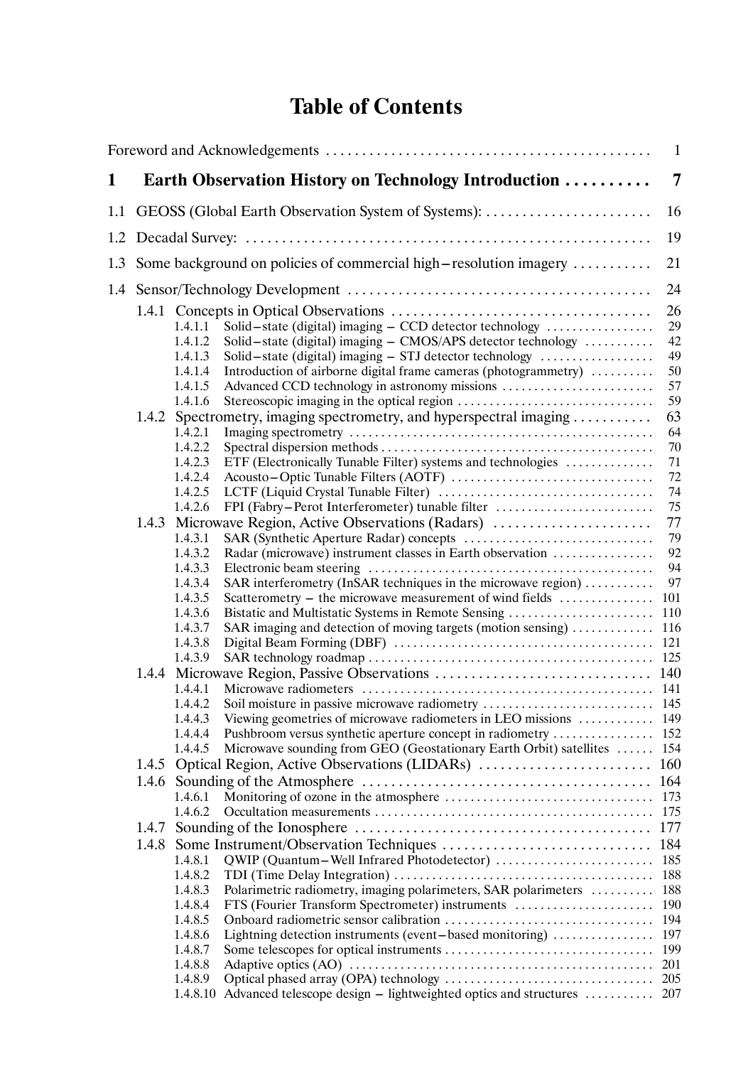# Table of Contents

Foreword and Acknowledgements ............................................. 1

**1 Earth Observation History on Technology Introduction .......... 7**

1.1 GEOSS (Global Earth Observation System of Systems): ....................... 16

1.2 Decadal Survey: ........................................................ 19

1.3 Some background on policies of commercial high–resolution imagery ........... 21

1.4 Sensor/Technology Development .......................................... 24

- 1.4.1 Concepts in Optical Observations .................................... 26
  - 1.4.1.1 Solid–state (digital) imaging – CCD detector technology ................. 29
  - 1.4.1.2 Solid–state (digital) imaging – CMOS/APS detector technology ........... 42
  - 1.4.1.3 Solid–state (digital) imaging – STJ detector technology .................. 49
  - 1.4.1.4 Introduction of airborne digital frame cameras (photogrammetry) .......... 50
  - 1.4.1.5 Advanced CCD technology in astronomy missions ........................ 57
  - 1.4.1.6 Stereoscopic imaging in the optical region ............................... 59
- 1.4.2 Spectrometry, imaging spectrometry, and hyperspectral imaging ........... 63
  - 1.4.2.1 Imaging spectrometry ............................................... 64
  - 1.4.2.2 Spectral dispersion methods .......................................... 70
  - 1.4.2.3 ETF (Electronically Tunable Filter) systems and technologies .............. 71
  - 1.4.2.4 Acousto–Optic Tunable Filters (AOTF) ................................ 72
  - 1.4.2.5 LCTF (Liquid Crystal Tunable Filter) .................................. 74
  - 1.4.2.6 FPI (Fabry–Perot Interferometer) tunable filter ......................... 75
- 1.4.3 Microwave Region, Active Observations (Radars) ...................... 77
  - 1.4.3.1 SAR (Synthetic Aperture Radar) concepts .............................. 79
  - 1.4.3.2 Radar (microwave) instrument classes in Earth observation ................ 92
  - 1.4.3.3 Electronic beam steering ............................................ 94
  - 1.4.3.4 SAR interferometry (InSAR techniques in the microwave region) ........... 97
  - 1.4.3.5 Scatterometry – the microwave measurement of wind fields .............. 101
  - 1.4.3.6 Bistatic and Multistatic Systems in Remote Sensing ....................... 110
  - 1.4.3.7 SAR imaging and detection of moving targets (motion sensing) ............ 116
  - 1.4.3.8 Digital Beam Forming (DBF) ......................................... 121
  - 1.4.3.9 SAR technology roadmap ............................................. 125
- 1.4.4 Microwave Region, Passive Observations .............................. 140
  - 1.4.4.1 Microwave radiometers ............................................. 141
  - 1.4.4.2 Soil moisture in passive microwave radiometry ........................... 145
  - 1.4.4.3 Viewing geometries of microwave radiometers in LEO missions ............ 149
  - 1.4.4.4 Pushbroom versus synthetic aperture concept in radiometry ................ 152
  - 1.4.4.5 Microwave sounding from GEO (Geostationary Earth Orbit) satellites ...... 154
- 1.4.5 Optical Region, Active Observations (LIDARs) ........................ 160
- 1.4.6 Sounding of the Atmosphere ......................................... 164
  - 1.4.6.1 Monitoring of ozone in the atmosphere ................................ 173
  - 1.4.6.2 Occultation measurements ........................................... 175
- 1.4.7 Sounding of the Ionosphere ......................................... 177
- 1.4.8 Some Instrument/Observation Techniques ............................. 184
  - 1.4.8.1 QWIP (Quantum–Well Infrared Photodetector) ......................... 185
  - 1.4.8.2 TDI (Time Delay Integration) ........................................ 188
  - 1.4.8.3 Polarimetric radiometry, imaging polarimeters, SAR polarimeters .......... 188
  - 1.4.8.4 FTS (Fourier Transform Spectrometer) instruments ...................... 190
  - 1.4.8.5 Onboard radiometric sensor calibration ................................. 194
  - 1.4.8.6 Lightning detection instruments (event–based monitoring) ................ 197
  - 1.4.8.7 Some telescopes for optical instruments ................................. 199
  - 1.4.8.8 Adaptive optics (AO) ............................................... 201
  - 1.4.8.9 Optical phased array (OPA) technology ................................. 205
  - 1.4.8.10 Advanced telescope design – lightweighted optics and structures ........... 207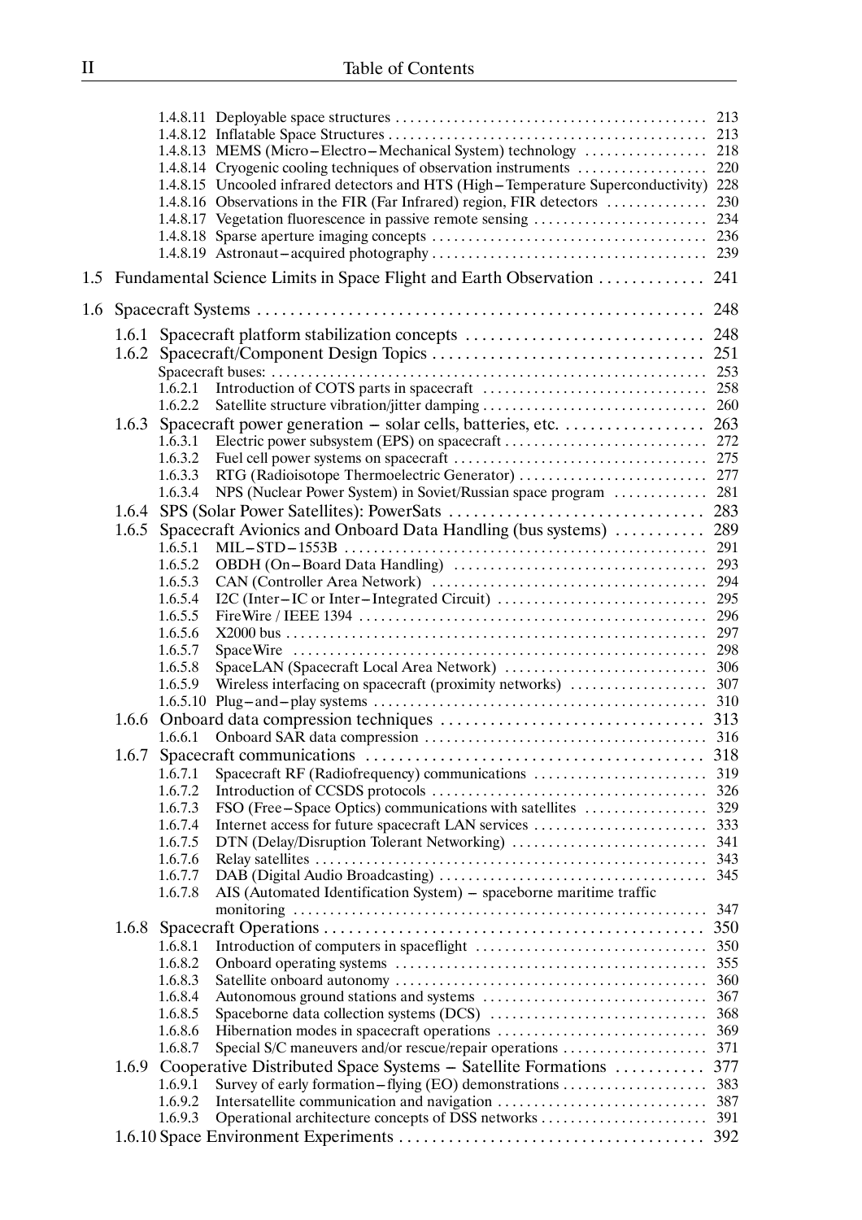1.4.8.11 Deployable space structures ... 213
1.4.8.12 Inflatable Space Structures ... 213
1.4.8.13 MEMS (Micro–Electro–Mechanical System) technology ... 218
1.4.8.14 Cryogenic cooling techniques of observation instruments ... 220
1.4.8.15 Uncooled infrared detectors and HTS (High–Temperature Superconductivity) 228
1.4.8.16 Observations in the FIR (Far Infrared) region, FIR detectors ... 230
1.4.8.17 Vegetation fluorescence in passive remote sensing ... 234
1.4.8.18 Sparse aperture imaging concepts ... 236
1.4.8.19 Astronaut–acquired photography ... 239

1.5 Fundamental Science Limits in Space Flight and Earth Observation ... 241

1.6 Spacecraft Systems ... 248

1.6.1 Spacecraft platform stabilization concepts ... 248
1.6.2 Spacecraft/Component Design Topics ... 251
Spacecraft buses: ... 253
1.6.2.1 Introduction of COTS parts in spacecraft ... 258
1.6.2.2 Satellite structure vibration/jitter damping ... 260
1.6.3 Spacecraft power generation – solar cells, batteries, etc. ... 263
1.6.3.1 Electric power subsystem (EPS) on spacecraft ... 272
1.6.3.2 Fuel cell power systems on spacecraft ... 275
1.6.3.3 RTG (Radioisotope Thermoelectric Generator) ... 277
1.6.3.4 NPS (Nuclear Power System) in Soviet/Russian space program ... 281
1.6.4 SPS (Solar Power Satellites): PowerSats ... 283
1.6.5 Spacecraft Avionics and Onboard Data Handling (bus systems) ... 289
1.6.5.1 MIL–STD–1553B ... 291
1.6.5.2 OBDH (On–Board Data Handling) ... 293
1.6.5.3 CAN (Controller Area Network) ... 294
1.6.5.4 I2C (Inter–IC or Inter–Integrated Circuit) ... 295
1.6.5.5 FireWire / IEEE 1394 ... 296
1.6.5.6 X2000 bus ... 297
1.6.5.7 SpaceWire ... 298
1.6.5.8 SpaceLAN (Spacecraft Local Area Network) ... 306
1.6.5.9 Wireless interfacing on spacecraft (proximity networks) ... 307
1.6.5.10 Plug–and–play systems ... 310
1.6.6 Onboard data compression techniques ... 313
1.6.6.1 Onboard SAR data compression ... 316
1.6.7 Spacecraft communications ... 318
1.6.7.1 Spacecraft RF (Radiofrequency) communications ... 319
1.6.7.2 Introduction of CCSDS protocols ... 326
1.6.7.3 FSO (Free–Space Optics) communications with satellites ... 329
1.6.7.4 Internet access for future spacecraft LAN services ... 333
1.6.7.5 DTN (Delay/Disruption Tolerant Networking) ... 341
1.6.7.6 Relay satellites ... 343
1.6.7.7 DAB (Digital Audio Broadcasting) ... 345
1.6.7.8 AIS (Automated Identification System) – spaceborne maritime traffic monitoring ... 347
1.6.8 Spacecraft Operations ... 350
1.6.8.1 Introduction of computers in spaceflight ... 350
1.6.8.2 Onboard operating systems ... 355
1.6.8.3 Satellite onboard autonomy ... 360
1.6.8.4 Autonomous ground stations and systems ... 367
1.6.8.5 Spaceborne data collection systems (DCS) ... 368
1.6.8.6 Hibernation modes in spacecraft operations ... 369
1.6.8.7 Special S/C maneuvers and/or rescue/repair operations ... 371
1.6.9 Cooperative Distributed Space Systems – Satellite Formations ... 377
1.6.9.1 Survey of early formation–flying (EO) demonstrations ... 383
1.6.9.2 Intersatellite communication and navigation ... 387
1.6.9.3 Operational architecture concepts of DSS networks ... 391
1.6.10 Space Environment Experiments ... 392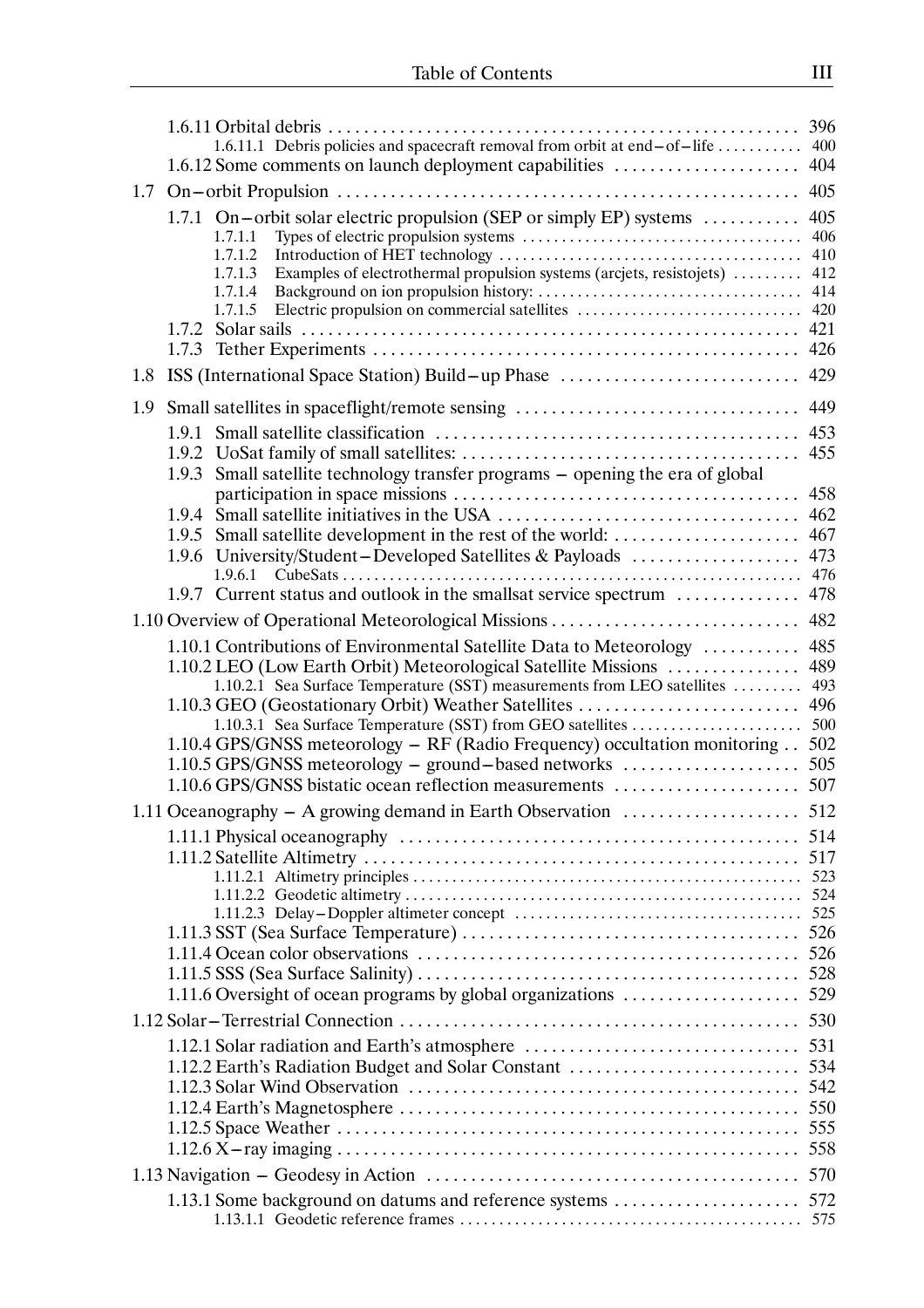1.6.11 Orbital debris . . . . . . . . . . . . . . . . . . . . . . . . . . . . . . . . . . . . . . . . . . . . . . . . . . . . 396
1.6.11.1 Debris policies and spacecraft removal from orbit at end–of–life . . . . . . . . . . . 400
1.6.12 Some comments on launch deployment capabilities . . . . . . . . . . . . . . . . . . . . . 404

1.7 On–orbit Propulsion . . . . . . . . . . . . . . . . . . . . . . . . . . . . . . . . . . . . . . . . . . . . . . . . . . . 405

1.7.1 On–orbit solar electric propulsion (SEP or simply EP) systems . . . . . . . . . . . 405
1.7.1.1 Types of electric propulsion systems . . . . . . . . . . . . . . . . . . . . . . . . . . . . . . . . . . . 406
1.7.1.2 Introduction of HET technology . . . . . . . . . . . . . . . . . . . . . . . . . . . . . . . . . . . . . . 410
1.7.1.3 Examples of electrothermal propulsion systems (arcjets, resistojets) . . . . . . . . . 412
1.7.1.4 Background on ion propulsion history: . . . . . . . . . . . . . . . . . . . . . . . . . . . . . . . . . 414
1.7.1.5 Electric propulsion on commercial satellites . . . . . . . . . . . . . . . . . . . . . . . . . . . . 420
1.7.2 Solar sails . . . . . . . . . . . . . . . . . . . . . . . . . . . . . . . . . . . . . . . . . . . . . . . . . . . . . . . 421
1.7.3 Tether Experiments . . . . . . . . . . . . . . . . . . . . . . . . . . . . . . . . . . . . . . . . . . . . . . . . 426

1.8 ISS (International Space Station) Build–up Phase . . . . . . . . . . . . . . . . . . . . . . . . . . . 429

1.9 Small satellites in spaceflight/remote sensing . . . . . . . . . . . . . . . . . . . . . . . . . . . . . . . 449

1.9.1 Small satellite classification . . . . . . . . . . . . . . . . . . . . . . . . . . . . . . . . . . . . . . . . . 453
1.9.2 UoSat family of small satellites: . . . . . . . . . . . . . . . . . . . . . . . . . . . . . . . . . . . . . . 455
1.9.3 Small satellite technology transfer programs – opening the era of global participation in space missions . . . . . . . . . . . . . . . . . . . . . . . . . . . . . . . . . . . . . . . . 458
1.9.4 Small satellite initiatives in the USA . . . . . . . . . . . . . . . . . . . . . . . . . . . . . . . . . . 462
1.9.5 Small satellite development in the rest of the world: . . . . . . . . . . . . . . . . . . . . . 467
1.9.6 University/Student–Developed Satellites & Payloads . . . . . . . . . . . . . . . . . . . 473
1.9.6.1 CubeSats . . . . . . . . . . . . . . . . . . . . . . . . . . . . . . . . . . . . . . . . . . . . . . . . . . . . . . . . . 476
1.9.7 Current status and outlook in the smallsat service spectrum . . . . . . . . . . . . . 478

1.10 Overview of Operational Meteorological Missions . . . . . . . . . . . . . . . . . . . . . . . . . . . 482

1.10.1 Contributions of Environmental Satellite Data to Meteorology . . . . . . . . . . . 485
1.10.2 LEO (Low Earth Orbit) Meteorological Satellite Missions . . . . . . . . . . . . . . . 489
1.10.2.1 Sea Surface Temperature (SST) measurements from LEO satellites . . . . . . . . . 493
1.10.3 GEO (Geostationary Orbit) Weather Satellites . . . . . . . . . . . . . . . . . . . . . . . . . 496
1.10.3.1 Sea Surface Temperature (SST) from GEO satellites . . . . . . . . . . . . . . . . . . . . . 500
1.10.4 GPS/GNSS meteorology – RF (Radio Frequency) occultation monitoring . . 502
1.10.5 GPS/GNSS meteorology – ground–based networks . . . . . . . . . . . . . . . . . . . . 505
1.10.6 GPS/GNSS bistatic ocean reflection measurements . . . . . . . . . . . . . . . . . . . . . 507

1.11 Oceanography – A growing demand in Earth Observation . . . . . . . . . . . . . . . . . . . . 512

1.11.1 Physical oceanography . . . . . . . . . . . . . . . . . . . . . . . . . . . . . . . . . . . . . . . . . . . . . 514
1.11.2 Satellite Altimetry . . . . . . . . . . . . . . . . . . . . . . . . . . . . . . . . . . . . . . . . . . . . . . . . . 517
1.11.2.1 Altimetry principles . . . . . . . . . . . . . . . . . . . . . . . . . . . . . . . . . . . . . . . . . . . . . . . . 523
1.11.2.2 Geodetic altimetry . . . . . . . . . . . . . . . . . . . . . . . . . . . . . . . . . . . . . . . . . . . . . . . . . 524
1.11.2.3 Delay–Doppler altimeter concept . . . . . . . . . . . . . . . . . . . . . . . . . . . . . . . . . . . . . 525
1.11.3 SST (Sea Surface Temperature) . . . . . . . . . . . . . . . . . . . . . . . . . . . . . . . . . . . . . . 526
1.11.4 Ocean color observations . . . . . . . . . . . . . . . . . . . . . . . . . . . . . . . . . . . . . . . . . . . 526
1.11.5 SSS (Sea Surface Salinity) . . . . . . . . . . . . . . . . . . . . . . . . . . . . . . . . . . . . . . . . . . . 528
1.11.6 Oversight of ocean programs by global organizations . . . . . . . . . . . . . . . . . . . . 529

1.12 Solar–Terrestrial Connection . . . . . . . . . . . . . . . . . . . . . . . . . . . . . . . . . . . . . . . . . . . . . 530

1.12.1 Solar radiation and Earth's atmosphere . . . . . . . . . . . . . . . . . . . . . . . . . . . . . . . 531
1.12.2 Earth's Radiation Budget and Solar Constant . . . . . . . . . . . . . . . . . . . . . . . . . . 534
1.12.3 Solar Wind Observation . . . . . . . . . . . . . . . . . . . . . . . . . . . . . . . . . . . . . . . . . . . . 542
1.12.4 Earth's Magnetosphere . . . . . . . . . . . . . . . . . . . . . . . . . . . . . . . . . . . . . . . . . . . . . 550
1.12.5 Space Weather . . . . . . . . . . . . . . . . . . . . . . . . . . . . . . . . . . . . . . . . . . . . . . . . . . . . 555
1.12.6 X–ray imaging . . . . . . . . . . . . . . . . . . . . . . . . . . . . . . . . . . . . . . . . . . . . . . . . . . . . 558

1.13 Navigation – Geodesy in Action . . . . . . . . . . . . . . . . . . . . . . . . . . . . . . . . . . . . . . . . . . 570

1.13.1 Some background on datums and reference systems . . . . . . . . . . . . . . . . . . . . 572
1.13.1.1 Geodetic reference frames . . . . . . . . . . . . . . . . . . . . . . . . . . . . . . . . . . . . . . . . . . . 575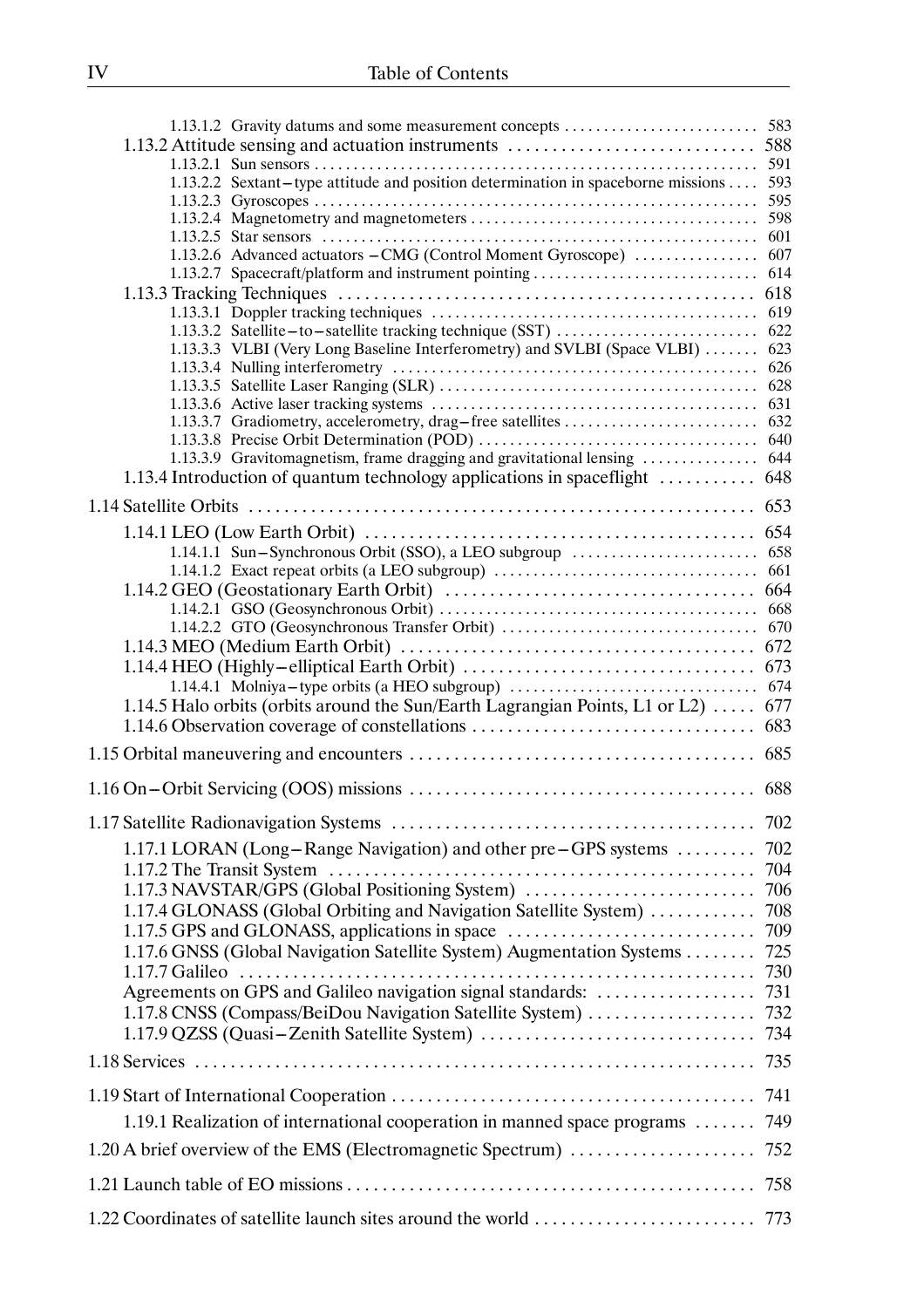1.13.1.2 Gravity datums and some measurement concepts ........................ 583

1.13.2 Attitude sensing and actuation instruments ............................ 588

1.13.2.1 Sun sensors ........................................................ 591

1.13.2.2 Sextant–type attitude and position determination in spaceborne missions .... 593

1.13.2.3 Gyroscopes ......................................................... 595

1.13.2.4 Magnetometry and magnetometers .................................... 598

1.13.2.5 Star sensors ....................................................... 601

1.13.2.6 Advanced actuators – CMG (Control Moment Gyroscope) ............... 607

1.13.2.7 Spacecraft/platform and instrument pointing ............................ 614

1.13.3 Tracking Techniques ............................................... 618

1.13.3.1 Doppler tracking techniques ......................................... 619

1.13.3.2 Satellite–to–satellite tracking technique (SST) ......................... 622

1.13.3.3 VLBI (Very Long Baseline Interferometry) and SVLBI (Space VLBI) ....... 623

1.13.3.4 Nulling interferometry .............................................. 626

1.13.3.5 Satellite Laser Ranging (SLR) ........................................ 628

1.13.3.6 Active laser tracking systems ......................................... 631

1.13.3.7 Gradiometry, accelerometry, drag–free satellites ......................... 632

1.13.3.8 Precise Orbit Determination (POD) ................................... 640

1.13.3.9 Gravitomagnetism, frame dragging and gravitational lensing .............. 644

1.13.4 Introduction of quantum technology applications in spaceflight ........... 648

1.14 Satellite Orbits ......................................................... 653

1.14.1 LEO (Low Earth Orbit) ............................................ 654

1.14.1.1 Sun–Synchronous Orbit (SSO), a LEO subgroup ....................... 658

1.14.1.2 Exact repeat orbits (a LEO subgroup) ................................. 661

1.14.2 GEO (Geostationary Earth Orbit) ................................... 664

1.14.2.1 GSO (Geosynchronous Orbit) ........................................ 668

1.14.2.2 GTO (Geosynchronous Transfer Orbit) ................................ 670

1.14.3 MEO (Medium Earth Orbit) ........................................ 672

1.14.4 HEO (Highly–elliptical Earth Orbit) ................................. 673

1.14.4.1 Molniya–type orbits (a HEO subgroup) ............................... 674

1.14.5 Halo orbits (orbits around the Sun/Earth Lagrangian Points, L1 or L2) ..... 677

1.14.6 Observation coverage of constellations ................................ 683

1.15 Orbital maneuvering and encounters ....................................... 685

1.16 On–Orbit Servicing (OOS) missions ....................................... 688

1.17 Satellite Radionavigation Systems ......................................... 702

1.17.1 LORAN (Long–Range Navigation) and other pre–GPS systems ......... 702

1.17.2 The Transit System ................................................ 704

1.17.3 NAVSTAR/GPS (Global Positioning System) .......................... 706

1.17.4 GLONASS (Global Orbiting and Navigation Satellite System) ............ 708

1.17.5 GPS and GLONASS, applications in space ............................ 709

1.17.6 GNSS (Global Navigation Satellite System) Augmentation Systems ........ 725

1.17.7 Galileo ........................................................... 730

Agreements on GPS and Galileo navigation signal standards: .................. 731

1.17.8 CNSS (Compass/BeiDou Navigation Satellite System) ................... 732

1.17.9 QZSS (Quasi–Zenith Satellite System) ............................... 734

1.18 Services ............................................................... 735

1.19 Start of International Cooperation ......................................... 741

1.19.1 Realization of international cooperation in manned space programs ....... 749

1.20 A brief overview of the EMS (Electromagnetic Spectrum) ..................... 752

1.21 Launch table of EO missions .............................................. 758

1.22 Coordinates of satellite launch sites around the world ......................... 773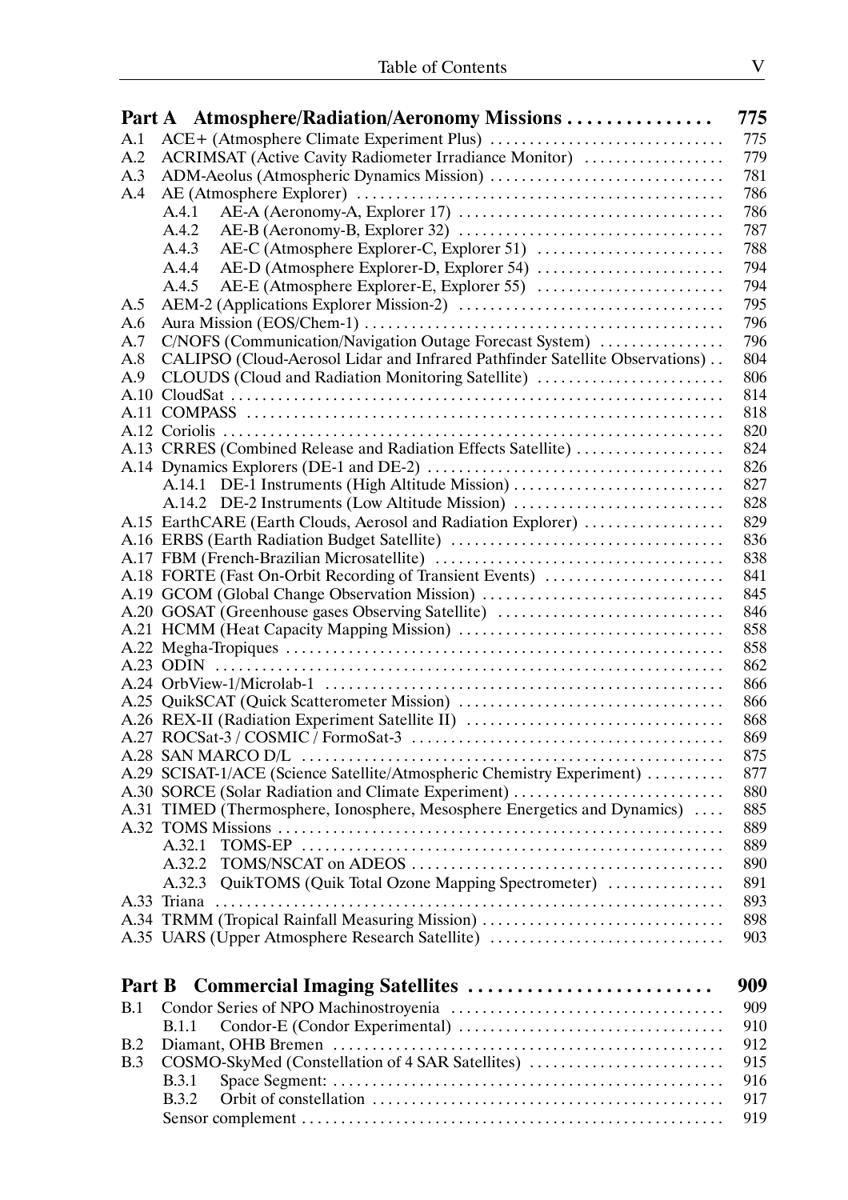**Part A Atmosphere/Radiation/Aeronomy Missions . . . . . . . . . . . . . . . 775**

A.1 ACE+ (Atmosphere Climate Experiment Plus) . . . . . . . . . . 775
A.2 ACRIMSAT (Active Cavity Radiometer Irradiance Monitor) . . . . . . . . . . 779
A.3 ADM-Aeolus (Atmospheric Dynamics Mission) . . . . . . . . . . 781
A.4 AE (Atmosphere Explorer) . . . . . . . . . . 786
  A.4.1 AE-A (Aeronomy-A, Explorer 17) . . . . . . . . . . 786
  A.4.2 AE-B (Aeronomy-B, Explorer 32) . . . . . . . . . . 787
  A.4.3 AE-C (Atmosphere Explorer-C, Explorer 51) . . . . . . . . . . 788
  A.4.4 AE-D (Atmosphere Explorer-D, Explorer 54) . . . . . . . . . . 794
  A.4.5 AE-E (Atmosphere Explorer-E, Explorer 55) . . . . . . . . . . 794
A.5 AEM-2 (Applications Explorer Mission-2) . . . . . . . . . . 795
A.6 Aura Mission (EOS/Chem-1) . . . . . . . . . . 796
A.7 C/NOFS (Communication/Navigation Outage Forecast System) . . . . . . . . . . 796
A.8 CALIPSO (Cloud-Aerosol Lidar and Infrared Pathfinder Satellite Observations) . . 804
A.9 CLOUDS (Cloud and Radiation Monitoring Satellite) . . . . . . . . . . 806
A.10 CloudSat . . . . . . . . . . 814
A.11 COMPASS . . . . . . . . . . 818
A.12 Coriolis . . . . . . . . . . 820
A.13 CRRES (Combined Release and Radiation Effects Satellite) . . . . . . . . . . 824
A.14 Dynamics Explorers (DE-1 and DE-2) . . . . . . . . . . 826
  A.14.1 DE-1 Instruments (High Altitude Mission) . . . . . . . . . . 827
  A.14.2 DE-2 Instruments (Low Altitude Mission) . . . . . . . . . . 828
A.15 EarthCARE (Earth Clouds, Aerosol and Radiation Explorer) . . . . . . . . . . 829
A.16 ERBS (Earth Radiation Budget Satellite) . . . . . . . . . . 836
A.17 FBM (French-Brazilian Microsatellite) . . . . . . . . . . 838
A.18 FORTE (Fast On-Orbit Recording of Transient Events) . . . . . . . . . . 841
A.19 GCOM (Global Change Observation Mission) . . . . . . . . . . 845
A.20 GOSAT (Greenhouse gases Observing Satellite) . . . . . . . . . . 846
A.21 HCMM (Heat Capacity Mapping Mission) . . . . . . . . . . 858
A.22 Megha-Tropiques . . . . . . . . . . 858
A.23 ODIN . . . . . . . . . . 862
A.24 OrbView-1/Microlab-1 . . . . . . . . . . 866
A.25 QuikSCAT (Quick Scatterometer Mission) . . . . . . . . . . 866
A.26 REX-II (Radiation Experiment Satellite II) . . . . . . . . . . 868
A.27 ROCSat-3 / COSMIC / FormoSat-3 . . . . . . . . . . 869
A.28 SAN MARCO D/L . . . . . . . . . . 875
A.29 SCISAT-1/ACE (Science Satellite/Atmospheric Chemistry Experiment) . . . . . . . . . . 877
A.30 SORCE (Solar Radiation and Climate Experiment) . . . . . . . . . . 880
A.31 TIMED (Thermosphere, Ionosphere, Mesosphere Energetics and Dynamics) . . . . 885
A.32 TOMS Missions . . . . . . . . . . 889
  A.32.1 TOMS-EP . . . . . . . . . . 889
  A.32.2 TOMS/NSCAT on ADEOS . . . . . . . . . . 890
  A.32.3 QuikTOMS (Quik Total Ozone Mapping Spectrometer) . . . . . . . . . . 891
A.33 Triana . . . . . . . . . . 893
A.34 TRMM (Tropical Rainfall Measuring Mission) . . . . . . . . . . 898
A.35 UARS (Upper Atmosphere Research Satellite) . . . . . . . . . . 903

**Part B Commercial Imaging Satellites . . . . . . . . . . . . . . . . . . . . . . . . 909**

B.1 Condor Series of NPO Machinostroyenia . . . . . . . . . . 909
  B.1.1 Condor-E (Condor Experimental) . . . . . . . . . . 910
B.2 Diamant, OHB Bremen . . . . . . . . . . 912
B.3 COSMO-SkyMed (Constellation of 4 SAR Satellites) . . . . . . . . . . 915
  B.3.1 Space Segment: . . . . . . . . . . 916
  B.3.2 Orbit of constellation . . . . . . . . . . 917
  Sensor complement . . . . . . . . . . 919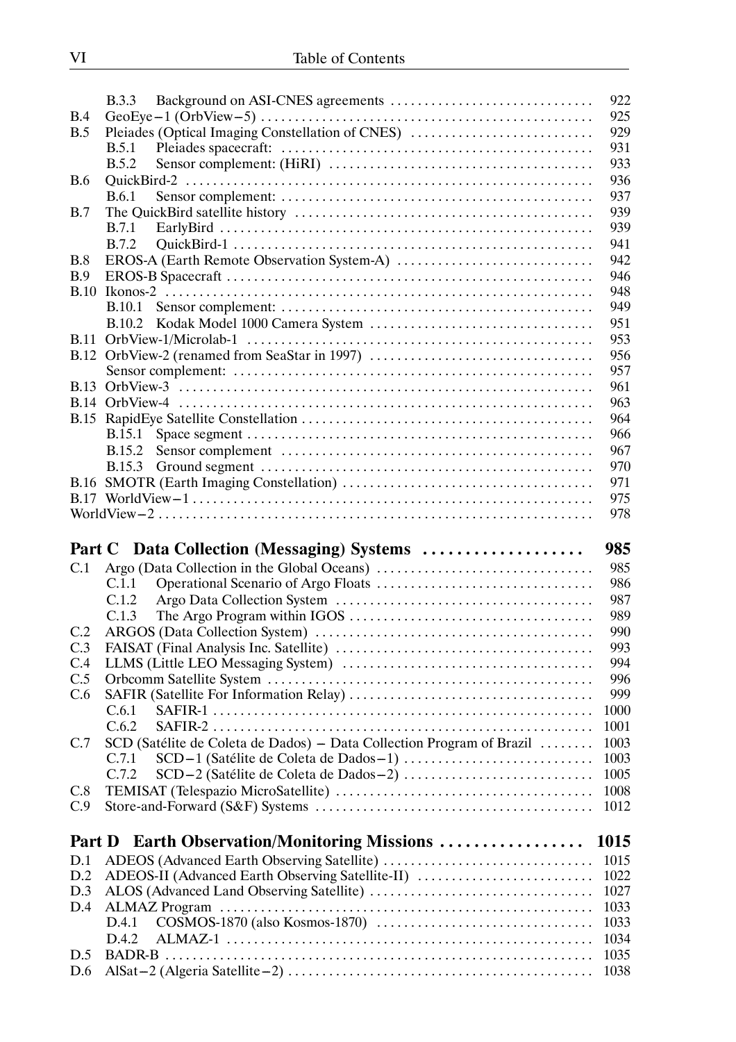| | | |
|---|---|---|
| B.3.3 | Background on ASI-CNES agreements | 922 |
| B.4 | GeoEye−1 (OrbView−5) | 925 |
| B.5 | Pleiades (Optical Imaging Constellation of CNES) | 929 |
| B.5.1 | Pleiades spacecraft: | 931 |
| B.5.2 | Sensor complement: (HiRI) | 933 |
| B.6 | QuickBird-2 | 936 |
| B.6.1 | Sensor complement: | 937 |
| B.7 | The QuickBird satellite history | 939 |
| B.7.1 | EarlyBird | 939 |
| B.7.2 | QuickBird-1 | 941 |
| B.8 | EROS-A (Earth Remote Observation System-A) | 942 |
| B.9 | EROS-B Spacecraft | 946 |
| B.10 | Ikonos-2 | 948 |
| B.10.1 | Sensor complement: | 949 |
| B.10.2 | Kodak Model 1000 Camera System | 951 |
| B.11 | OrbView-1/Microlab-1 | 953 |
| B.12 | OrbView-2 (renamed from SeaStar in 1997) | 956 |
| | Sensor complement: | 957 |
| B.13 | OrbView-3 | 961 |
| B.14 | OrbView-4 | 963 |
| B.15 | RapidEye Satellite Constellation | 964 |
| B.15.1 | Space segment | 966 |
| B.15.2 | Sensor complement | 967 |
| B.15.3 | Ground segment | 970 |
| B.16 | SMOTR (Earth Imaging Constellation) | 971 |
| B.17 | WorldView−1 | 975 |
| | WorldView−2 | 978 |

## Part C Data Collection (Messaging) Systems ..... 985

| | | |
|---|---|---|
| C.1 | Argo (Data Collection in the Global Oceans) | 985 |
| C.1.1 | Operational Scenario of Argo Floats | 986 |
| C.1.2 | Argo Data Collection System | 987 |
| C.1.3 | The Argo Program within IGOS | 989 |
| C.2 | ARGOS (Data Collection System) | 990 |
| C.3 | FAISAT (Final Analysis Inc. Satellite) | 993 |
| C.4 | LLMS (Little LEO Messaging System) | 994 |
| C.5 | Orbcomm Satellite System | 996 |
| C.6 | SAFIR (Satellite For Information Relay) | 999 |
| C.6.1 | SAFIR-1 | 1000 |
| C.6.2 | SAFIR-2 | 1001 |
| C.7 | SCD (Satélite de Coleta de Dados) − Data Collection Program of Brazil | 1003 |
| C.7.1 | SCD−1 (Satélite de Coleta de Dados−1) | 1003 |
| C.7.2 | SCD−2 (Satélite de Coleta de Dados−2) | 1005 |
| C.8 | TEMISAT (Telespazio MicroSatellite) | 1008 |
| C.9 | Store-and-Forward (S&F) Systems | 1012 |

## Part D Earth Observation/Monitoring Missions ..... 1015

| | | |
|---|---|---|
| D.1 | ADEOS (Advanced Earth Observing Satellite) | 1015 |
| D.2 | ADEOS-II (Advanced Earth Observing Satellite-II) | 1022 |
| D.3 | ALOS (Advanced Land Observing Satellite) | 1027 |
| D.4 | ALMAZ Program | 1033 |
| D.4.1 | COSMOS-1870 (also Kosmos-1870) | 1033 |
| D.4.2 | ALMAZ-1 | 1034 |
| D.5 | BADR-B | 1035 |
| D.6 | AlSat−2 (Algeria Satellite−2) | 1038 |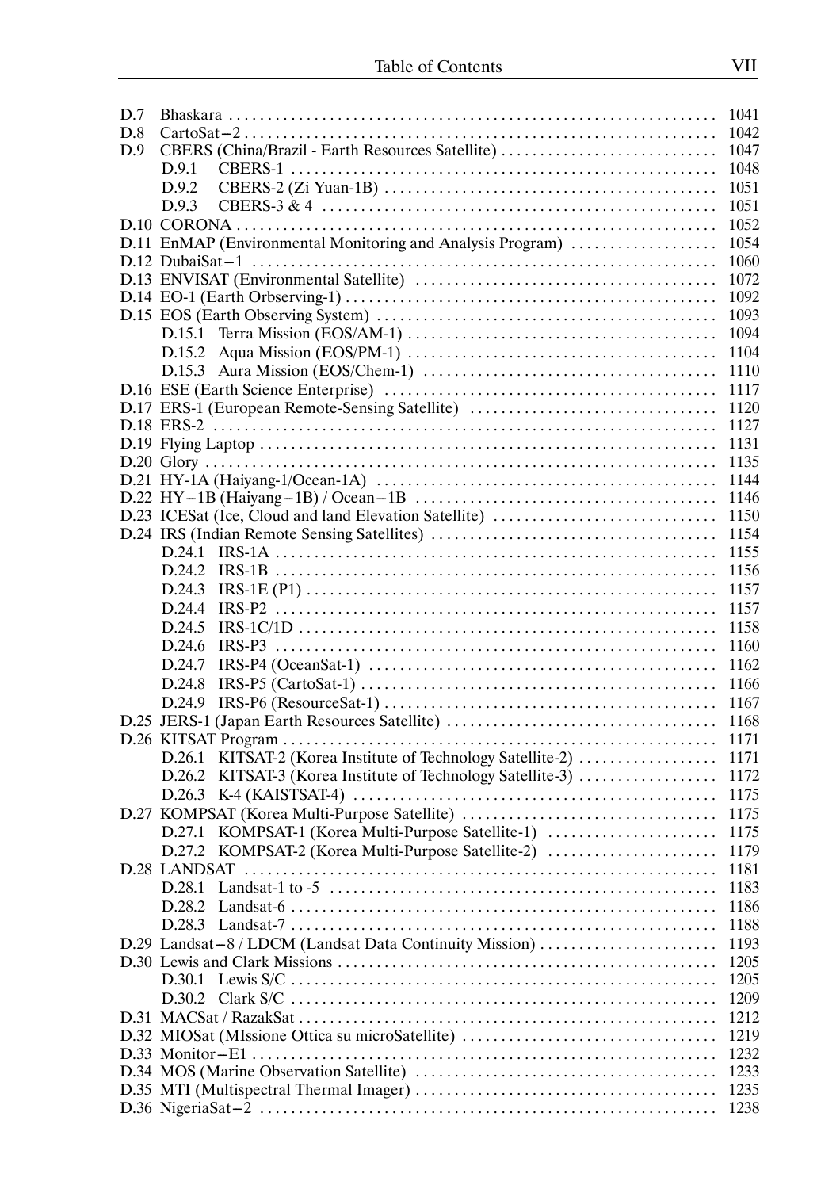D.7 Bhaskara ... 1041
D.8 CartoSat−2 ... 1042
D.9 CBERS (China/Brazil - Earth Resources Satellite) ... 1047
  D.9.1 CBERS-1 ... 1048
  D.9.2 CBERS-2 (Zi Yuan-1B) ... 1051
  D.9.3 CBERS-3 & 4 ... 1051
D.10 CORONA ... 1052
D.11 EnMAP (Environmental Monitoring and Analysis Program) ... 1054
D.12 DubaiSat−1 ... 1060
D.13 ENVISAT (Environmental Satellite) ... 1072
D.14 EO-1 (Earth Orbserving-1) ... 1092
D.15 EOS (Earth Observing System) ... 1093
  D.15.1 Terra Mission (EOS/AM-1) ... 1094
  D.15.2 Aqua Mission (EOS/PM-1) ... 1104
  D.15.3 Aura Mission (EOS/Chem-1) ... 1110
D.16 ESE (Earth Science Enterprise) ... 1117
D.17 ERS-1 (European Remote-Sensing Satellite) ... 1120
D.18 ERS-2 ... 1127
D.19 Flying Laptop ... 1131
D.20 Glory ... 1135
D.21 HY-1A (Haiyang-1/Ocean-1A) ... 1144
D.22 HY−1B (Haiyang−1B) / Ocean−1B ... 1146
D.23 ICESat (Ice, Cloud and land Elevation Satellite) ... 1150
D.24 IRS (Indian Remote Sensing Satellites) ... 1154
  D.24.1 IRS-1A ... 1155
  D.24.2 IRS-1B ... 1156
  D.24.3 IRS-1E (P1) ... 1157
  D.24.4 IRS-P2 ... 1157
  D.24.5 IRS-1C/1D ... 1158
  D.24.6 IRS-P3 ... 1160
  D.24.7 IRS-P4 (OceanSat-1) ... 1162
  D.24.8 IRS-P5 (CartoSat-1) ... 1166
  D.24.9 IRS-P6 (ResourceSat-1) ... 1167
D.25 JERS-1 (Japan Earth Resources Satellite) ... 1168
D.26 KITSAT Program ... 1171
  D.26.1 KITSAT-2 (Korea Institute of Technology Satellite-2) ... 1171
  D.26.2 KITSAT-3 (Korea Institute of Technology Satellite-3) ... 1172
  D.26.3 K-4 (KAISTSAT-4) ... 1175
D.27 KOMPSAT (Korea Multi-Purpose Satellite) ... 1175
  D.27.1 KOMPSAT-1 (Korea Multi-Purpose Satellite-1) ... 1175
  D.27.2 KOMPSAT-2 (Korea Multi-Purpose Satellite-2) ... 1179
D.28 LANDSAT ... 1181
  D.28.1 Landsat-1 to -5 ... 1183
  D.28.2 Landsat-6 ... 1186
  D.28.3 Landsat-7 ... 1188
D.29 Landsat−8 / LDCM (Landsat Data Continuity Mission) ... 1193
D.30 Lewis and Clark Missions ... 1205
  D.30.1 Lewis S/C ... 1205
  D.30.2 Clark S/C ... 1209
D.31 MACSat / RazakSat ... 1212
D.32 MIOSat (MIssione Ottica su microSatellite) ... 1219
D.33 Monitor−E1 ... 1232
D.34 MOS (Marine Observation Satellite) ... 1233
D.35 MTI (Multispectral Thermal Imager) ... 1235
D.36 NigeriaSat−2 ... 1238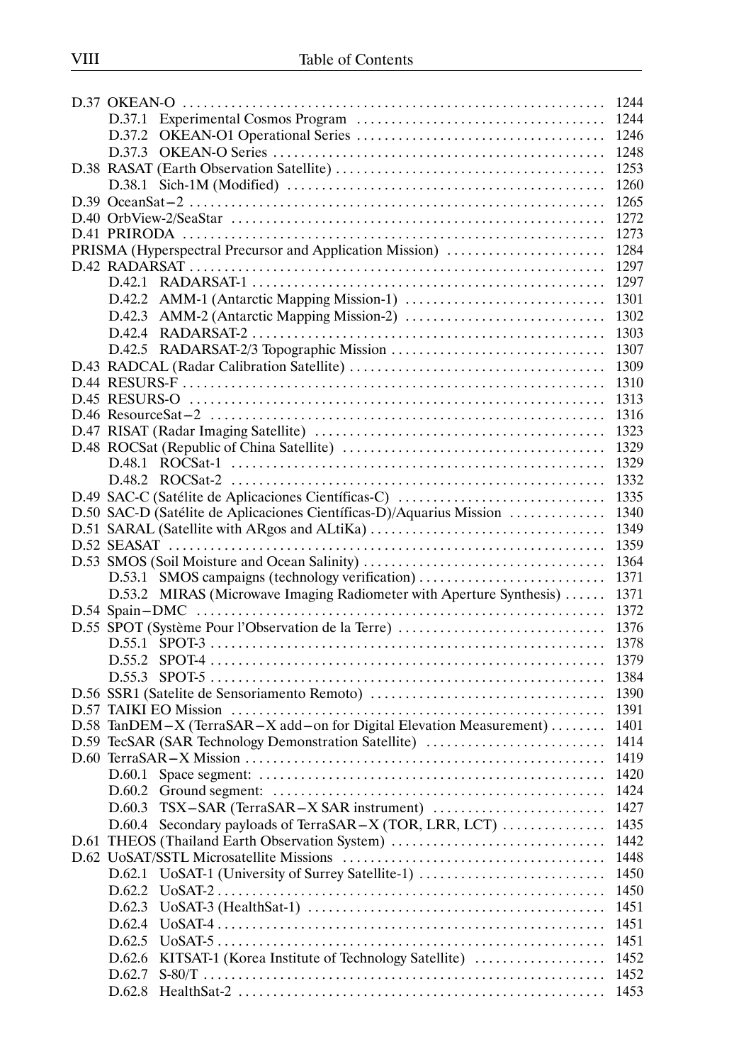D.37 OKEAN-O ..... 1244
  D.37.1 Experimental Cosmos Program ..... 1244
  D.37.2 OKEAN-O1 Operational Series ..... 1246
  D.37.3 OKEAN-O Series ..... 1248
D.38 RASAT (Earth Observation Satellite) ..... 1253
  D.38.1 Sich-1M (Modified) ..... 1260
D.39 OceanSat−2 ..... 1265
D.40 OrbView-2/SeaStar ..... 1272
D.41 PRIRODA ..... 1273
PRISMA (Hyperspectral Precursor and Application Mission) ..... 1284
D.42 RADARSAT ..... 1297
  D.42.1 RADARSAT-1 ..... 1297
  D.42.2 AMM-1 (Antarctic Mapping Mission-1) ..... 1301
  D.42.3 AMM-2 (Antarctic Mapping Mission-2) ..... 1302
  D.42.4 RADARSAT-2 ..... 1303
  D.42.5 RADARSAT-2/3 Topographic Mission ..... 1307
D.43 RADCAL (Radar Calibration Satellite) ..... 1309
D.44 RESURS-F ..... 1310
D.45 RESURS-O ..... 1313
D.46 ResourceSat−2 ..... 1316
D.47 RISAT (Radar Imaging Satellite) ..... 1323
D.48 ROCSat (Republic of China Satellite) ..... 1329
  D.48.1 ROCSat-1 ..... 1329
  D.48.2 ROCSat-2 ..... 1332
D.49 SAC-C (Satélite de Aplicaciones Científicas-C) ..... 1335
D.50 SAC-D (Satélite de Aplicaciones Científicas-D)/Aquarius Mission ..... 1340
D.51 SARAL (Satellite with ARgos and ALtiKa) ..... 1349
D.52 SEASAT ..... 1359
D.53 SMOS (Soil Moisture and Ocean Salinity) ..... 1364
  D.53.1 SMOS campaigns (technology verification) ..... 1371
  D.53.2 MIRAS (Microwave Imaging Radiometer with Aperture Synthesis) ..... 1371
D.54 Spain−DMC ..... 1372
D.55 SPOT (Système Pour l'Observation de la Terre) ..... 1376
  D.55.1 SPOT-3 ..... 1378
  D.55.2 SPOT-4 ..... 1379
  D.55.3 SPOT-5 ..... 1384
D.56 SSR1 (Satelite de Sensoriamento Remoto) ..... 1390
D.57 TAIKI EO Mission ..... 1391
D.58 TanDEM−X (TerraSAR−X add−on for Digital Elevation Measurement) ..... 1401
D.59 TecSAR (SAR Technology Demonstration Satellite) ..... 1414
D.60 TerraSAR−X Mission ..... 1419
  D.60.1 Space segment: ..... 1420
  D.60.2 Ground segment: ..... 1424
  D.60.3 TSX−SAR (TerraSAR−X SAR instrument) ..... 1427
  D.60.4 Secondary payloads of TerraSAR−X (TOR, LRR, LCT) ..... 1435
D.61 THEOS (Thailand Earth Observation System) ..... 1442
D.62 UoSAT/SSTL Microsatellite Missions ..... 1448
  D.62.1 UoSAT-1 (University of Surrey Satellite-1) ..... 1450
  D.62.2 UoSAT-2 ..... 1450
  D.62.3 UoSAT-3 (HealthSat-1) ..... 1451
  D.62.4 UoSAT-4 ..... 1451
  D.62.5 UoSAT-5 ..... 1451
  D.62.6 KITSAT-1 (Korea Institute of Technology Satellite) ..... 1452
  D.62.7 S-80/T ..... 1452
  D.62.8 HealthSat-2 ..... 1453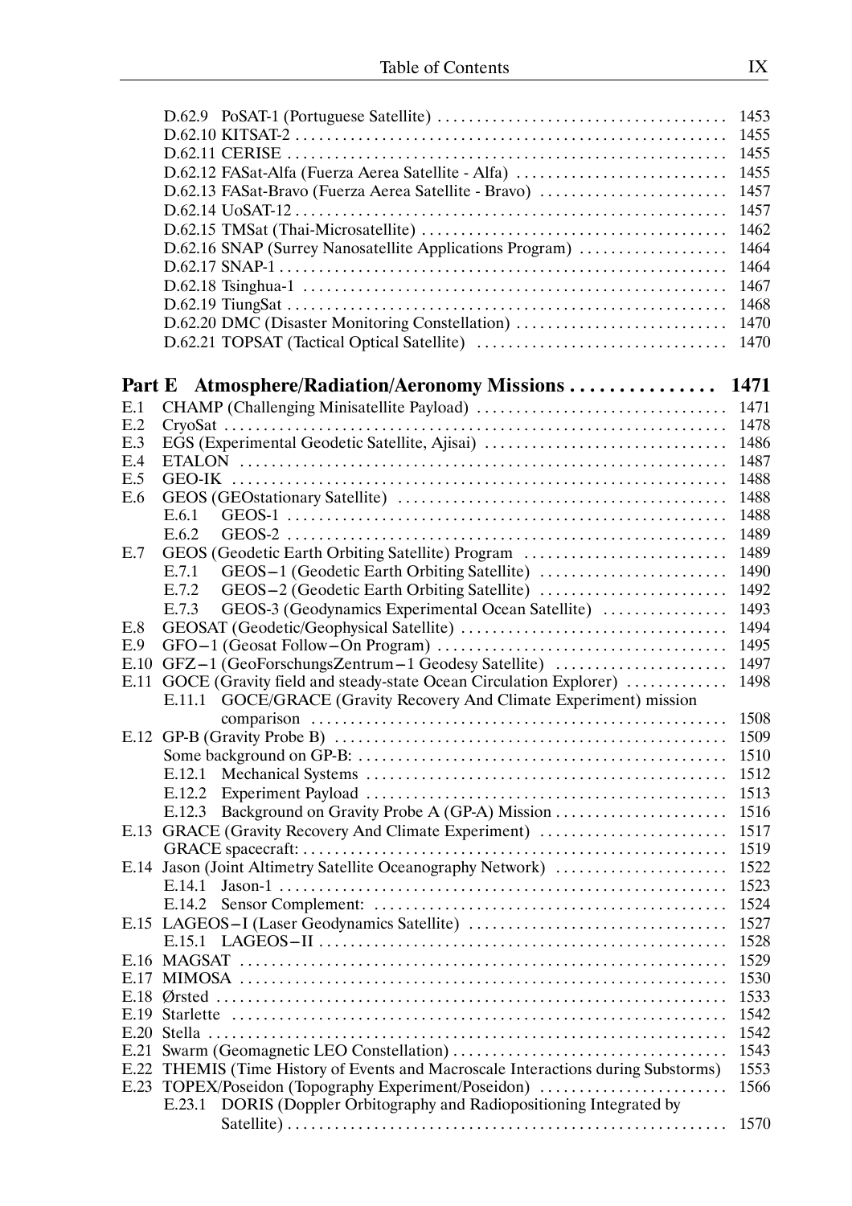D.62.9 PoSAT-1 (Portuguese Satellite) .... 1453
D.62.10 KITSAT-2 .... 1455
D.62.11 CERISE .... 1455
D.62.12 FASat-Alfa (Fuerza Aerea Satellite - Alfa) .... 1455
D.62.13 FASat-Bravo (Fuerza Aerea Satellite - Bravo) .... 1457
D.62.14 UoSAT-12 .... 1457
D.62.15 TMSat (Thai-Microsatellite) .... 1462
D.62.16 SNAP (Surrey Nanosatellite Applications Program) .... 1464
D.62.17 SNAP-1 .... 1464
D.62.18 Tsinghua-1 .... 1467
D.62.19 TiungSat .... 1468
D.62.20 DMC (Disaster Monitoring Constellation) .... 1470
D.62.21 TOPSAT (Tactical Optical Satellite) .... 1470

## Part E Atmosphere/Radiation/Aeronomy Missions .... 1471

E.1 CHAMP (Challenging Minisatellite Payload) .... 1471
E.2 CryoSat .... 1478
E.3 EGS (Experimental Geodetic Satellite, Ajisai) .... 1486
E.4 ETALON .... 1487
E.5 GEO-IK .... 1488
E.6 GEOS (GEOstationary Satellite) .... 1488
  E.6.1 GEOS-1 .... 1488
  E.6.2 GEOS-2 .... 1489
E.7 GEOS (Geodetic Earth Orbiting Satellite) Program .... 1489
  E.7.1 GEOS−1 (Geodetic Earth Orbiting Satellite) .... 1490
  E.7.2 GEOS−2 (Geodetic Earth Orbiting Satellite) .... 1492
  E.7.3 GEOS-3 (Geodynamics Experimental Ocean Satellite) .... 1493
E.8 GEOSAT (Geodetic/Geophysical Satellite) .... 1494
E.9 GFO−1 (Geosat Follow−On Program) .... 1495
E.10 GFZ−1 (GeoForschungsZentrum−1 Geodesy Satellite) .... 1497
E.11 GOCE (Gravity field and steady-state Ocean Circulation Explorer) .... 1498
  E.11.1 GOCE/GRACE (Gravity Recovery And Climate Experiment) mission comparison .... 1508
E.12 GP-B (Gravity Probe B) .... 1509
  Some background on GP-B: .... 1510
  E.12.1 Mechanical Systems .... 1512
  E.12.2 Experiment Payload .... 1513
  E.12.3 Background on Gravity Probe A (GP-A) Mission .... 1516
E.13 GRACE (Gravity Recovery And Climate Experiment) .... 1517
  GRACE spacecraft: .... 1519
E.14 Jason (Joint Altimetry Satellite Oceanography Network) .... 1522
  E.14.1 Jason-1 .... 1523
  E.14.2 Sensor Complement: .... 1524
E.15 LAGEOS−I (Laser Geodynamics Satellite) .... 1527
  E.15.1 LAGEOS−II .... 1528
E.16 MAGSAT .... 1529
E.17 MIMOSA .... 1530
E.18 Ørsted .... 1533
E.19 Starlette .... 1542
E.20 Stella .... 1542
E.21 Swarm (Geomagnetic LEO Constellation) .... 1543
E.22 THEMIS (Time History of Events and Macroscale Interactions during Substorms) .... 1553
E.23 TOPEX/Poseidon (Topography Experiment/Poseidon) .... 1566
  E.23.1 DORIS (Doppler Orbitography and Radiopositioning Integrated by Satellite) .... 1570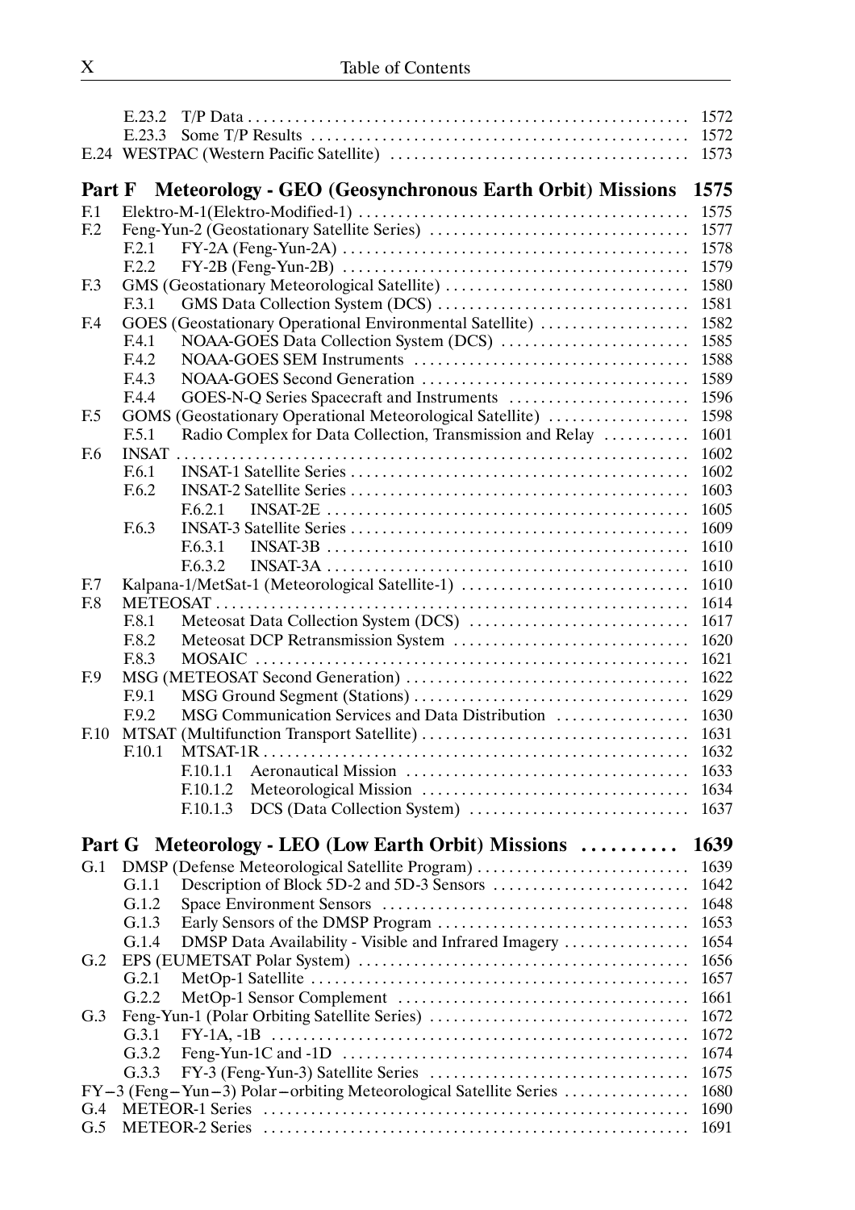E.23.2 T/P Data ... 1572
E.23.3 Some T/P Results ... 1572
E.24 WESTPAC (Western Pacific Satellite) ... 1573

## Part F Meteorology - GEO (Geosynchronous Earth Orbit) Missions 1575

F.1 Elektro-M-1(Elektro-Modified-1) ... 1575
F.2 Feng-Yun-2 (Geostationary Satellite Series) ... 1577
F.2.1 FY-2A (Feng-Yun-2A) ... 1578
F.2.2 FY-2B (Feng-Yun-2B) ... 1579
F.3 GMS (Geostationary Meteorological Satellite) ... 1580
F.3.1 GMS Data Collection System (DCS) ... 1581
F.4 GOES (Geostationary Operational Environmental Satellite) ... 1582
F.4.1 NOAA-GOES Data Collection System (DCS) ... 1585
F.4.2 NOAA-GOES SEM Instruments ... 1588
F.4.3 NOAA-GOES Second Generation ... 1589
F.4.4 GOES-N-Q Series Spacecraft and Instruments ... 1596
F.5 GOMS (Geostationary Operational Meteorological Satellite) ... 1598
F.5.1 Radio Complex for Data Collection, Transmission and Relay ... 1601
F.6 INSAT ... 1602
F.6.1 INSAT-1 Satellite Series ... 1602
F.6.2 INSAT-2 Satellite Series ... 1603
F.6.2.1 INSAT-2E ... 1605
F.6.3 INSAT-3 Satellite Series ... 1609
F.6.3.1 INSAT-3B ... 1610
F.6.3.2 INSAT-3A ... 1610
F.7 Kalpana-1/MetSat-1 (Meteorological Satellite-1) ... 1610
F.8 METEOSAT ... 1614
F.8.1 Meteosat Data Collection System (DCS) ... 1617
F.8.2 Meteosat DCP Retransmission System ... 1620
F.8.3 MOSAIC ... 1621
F.9 MSG (METEOSAT Second Generation) ... 1622
F.9.1 MSG Ground Segment (Stations) ... 1629
F.9.2 MSG Communication Services and Data Distribution ... 1630
F.10 MTSAT (Multifunction Transport Satellite) ... 1631
F.10.1 MTSAT-1R ... 1632
F.10.1.1 Aeronautical Mission ... 1633
F.10.1.2 Meteorological Mission ... 1634
F.10.1.3 DCS (Data Collection System) ... 1637

## Part G Meteorology - LEO (Low Earth Orbit) Missions ... 1639

G.1 DMSP (Defense Meteorological Satellite Program) ... 1639
G.1.1 Description of Block 5D-2 and 5D-3 Sensors ... 1642
G.1.2 Space Environment Sensors ... 1648
G.1.3 Early Sensors of the DMSP Program ... 1653
G.1.4 DMSP Data Availability - Visible and Infrared Imagery ... 1654
G.2 EPS (EUMETSAT Polar System) ... 1656
G.2.1 MetOp-1 Satellite ... 1657
G.2.2 MetOp-1 Sensor Complement ... 1661
G.3 Feng-Yun-1 (Polar Orbiting Satellite Series) ... 1672
G.3.1 FY-1A, -1B ... 1672
G.3.2 Feng-Yun-1C and -1D ... 1674
G.3.3 FY-3 (Feng-Yun-3) Satellite Series ... 1675
FY−3 (Feng−Yun−3) Polar−orbiting Meteorological Satellite Series ... 1680
G.4 METEOR-1 Series ... 1690
G.5 METEOR-2 Series ... 1691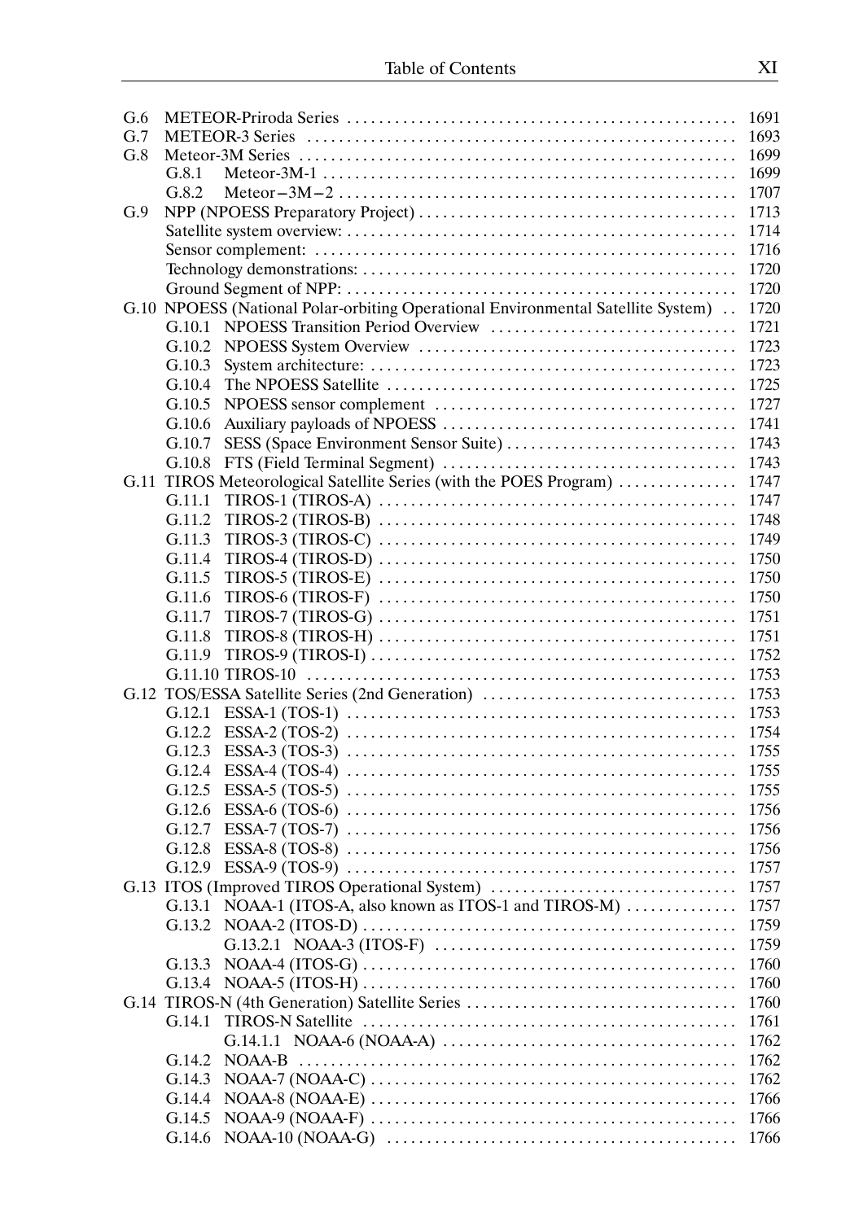- G.6 METEOR-Priroda Series ... 1691
- G.7 METEOR-3 Series ... 1693
- G.8 Meteor-3M Series ... 1699
  - G.8.1 Meteor-3M-1 ... 1699
  - G.8.2 Meteor−3M−2 ... 1707
- G.9 NPP (NPOESS Preparatory Project) ... 1713
  - Satellite system overview: ... 1714
  - Sensor complement: ... 1716
  - Technology demonstrations: ... 1720
  - Ground Segment of NPP: ... 1720
- G.10 NPOESS (National Polar-orbiting Operational Environmental Satellite System) ... 1720
  - G.10.1 NPOESS Transition Period Overview ... 1721
  - G.10.2 NPOESS System Overview ... 1723
  - G.10.3 System architecture: ... 1723
  - G.10.4 The NPOESS Satellite ... 1725
  - G.10.5 NPOESS sensor complement ... 1727
  - G.10.6 Auxiliary payloads of NPOESS ... 1741
  - G.10.7 SESS (Space Environment Sensor Suite) ... 1743
  - G.10.8 FTS (Field Terminal Segment) ... 1743
- G.11 TIROS Meteorological Satellite Series (with the POES Program) ... 1747
  - G.11.1 TIROS-1 (TIROS-A) ... 1747
  - G.11.2 TIROS-2 (TIROS-B) ... 1748
  - G.11.3 TIROS-3 (TIROS-C) ... 1749
  - G.11.4 TIROS-4 (TIROS-D) ... 1750
  - G.11.5 TIROS-5 (TIROS-E) ... 1750
  - G.11.6 TIROS-6 (TIROS-F) ... 1750
  - G.11.7 TIROS-7 (TIROS-G) ... 1751
  - G.11.8 TIROS-8 (TIROS-H) ... 1751
  - G.11.9 TIROS-9 (TIROS-I) ... 1752
  - G.11.10 TIROS-10 ... 1753
- G.12 TOS/ESSA Satellite Series (2nd Generation) ... 1753
  - G.12.1 ESSA-1 (TOS-1) ... 1753
  - G.12.2 ESSA-2 (TOS-2) ... 1754
  - G.12.3 ESSA-3 (TOS-3) ... 1755
  - G.12.4 ESSA-4 (TOS-4) ... 1755
  - G.12.5 ESSA-5 (TOS-5) ... 1755
  - G.12.6 ESSA-6 (TOS-6) ... 1756
  - G.12.7 ESSA-7 (TOS-7) ... 1756
  - G.12.8 ESSA-8 (TOS-8) ... 1756
  - G.12.9 ESSA-9 (TOS-9) ... 1757
- G.13 ITOS (Improved TIROS Operational System) ... 1757
  - G.13.1 NOAA-1 (ITOS-A, also known as ITOS-1 and TIROS-M) ... 1757
  - G.13.2 NOAA-2 (ITOS-D) ... 1759
    - G.13.2.1 NOAA-3 (ITOS-F) ... 1759
  - G.13.3 NOAA-4 (ITOS-G) ... 1760
  - G.13.4 NOAA-5 (ITOS-H) ... 1760
- G.14 TIROS-N (4th Generation) Satellite Series ... 1760
  - G.14.1 TIROS-N Satellite ... 1761
    - G.14.1.1 NOAA-6 (NOAA-A) ... 1762
  - G.14.2 NOAA-B ... 1762
  - G.14.3 NOAA-7 (NOAA-C) ... 1762
  - G.14.4 NOAA-8 (NOAA-E) ... 1766
  - G.14.5 NOAA-9 (NOAA-F) ... 1766
  - G.14.6 NOAA-10 (NOAA-G) ... 1766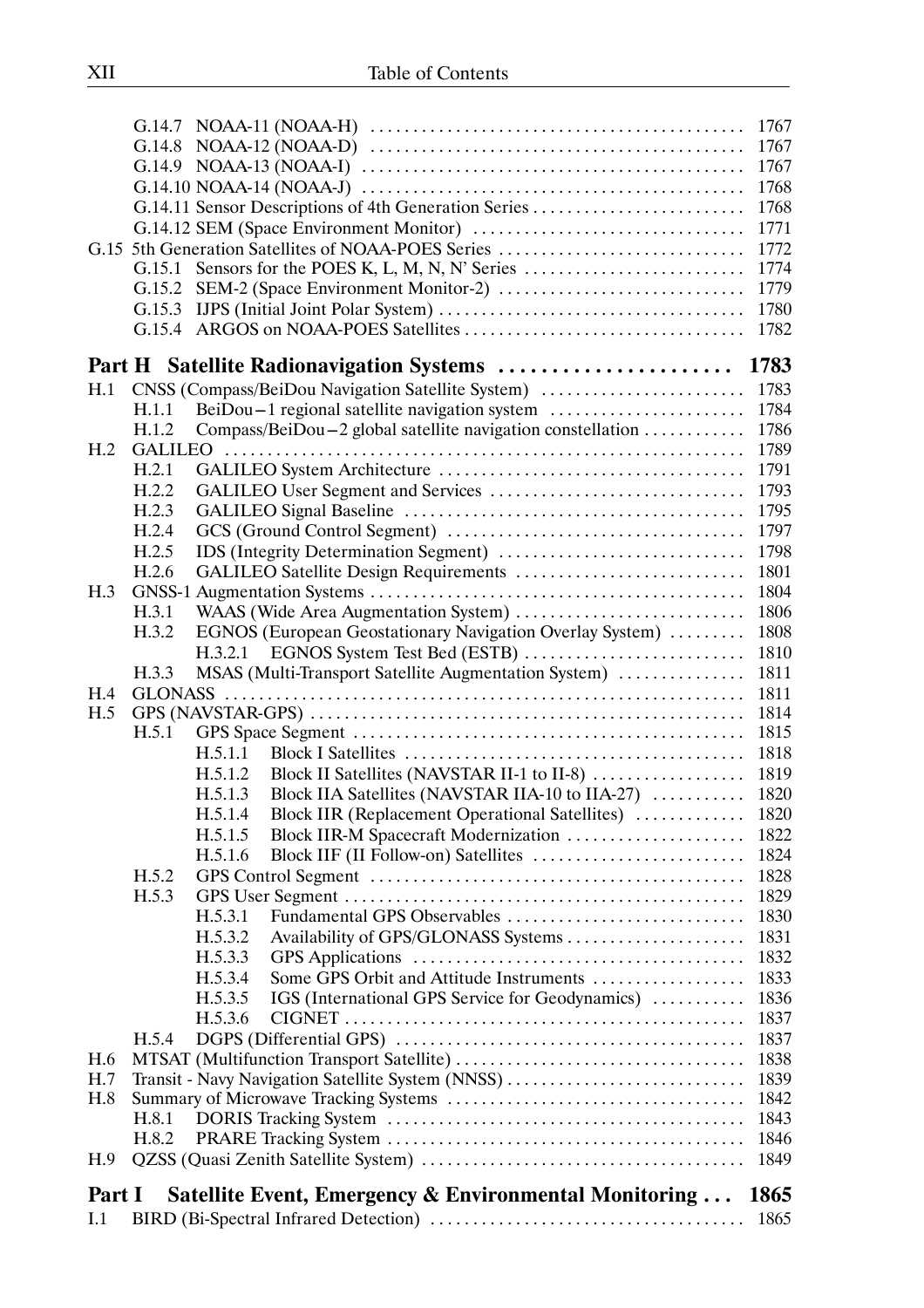G.14.7 NOAA-11 (NOAA-H) ............ 1767
G.14.8 NOAA-12 (NOAA-D) ............ 1767
G.14.9 NOAA-13 (NOAA-I) ............ 1767
G.14.10 NOAA-14 (NOAA-J) ............ 1768
G.14.11 Sensor Descriptions of 4th Generation Series ............ 1768
G.14.12 SEM (Space Environment Monitor) ............ 1771

G.15 5th Generation Satellites of NOAA-POES Series ............ 1772
G.15.1 Sensors for the POES K, L, M, N, N' Series ............ 1774
G.15.2 SEM-2 (Space Environment Monitor-2) ............ 1779
G.15.3 IJPS (Initial Joint Polar System) ............ 1780
G.15.4 ARGOS on NOAA-POES Satellites ............ 1782

## Part H Satellite Radionavigation Systems ............ 1783

H.1 CNSS (Compass/BeiDou Navigation Satellite System) ............ 1783
H.1.1 BeiDou−1 regional satellite navigation system ............ 1784
H.1.2 Compass/BeiDou−2 global satellite navigation constellation ............ 1786

H.2 GALILEO ............ 1789
H.2.1 GALILEO System Architecture ............ 1791
H.2.2 GALILEO User Segment and Services ............ 1793
H.2.3 GALILEO Signal Baseline ............ 1795
H.2.4 GCS (Ground Control Segment) ............ 1797
H.2.5 IDS (Integrity Determination Segment) ............ 1798
H.2.6 GALILEO Satellite Design Requirements ............ 1801

H.3 GNSS-1 Augmentation Systems ............ 1804
H.3.1 WAAS (Wide Area Augmentation System) ............ 1806
H.3.2 EGNOS (European Geostationary Navigation Overlay System) ............ 1808
H.3.2.1 EGNOS System Test Bed (ESTB) ............ 1810
H.3.3 MSAS (Multi-Transport Satellite Augmentation System) ............ 1811

H.4 GLONASS ............ 1811

H.5 GPS (NAVSTAR-GPS) ............ 1814
H.5.1 GPS Space Segment ............ 1815
H.5.1.1 Block I Satellites ............ 1818
H.5.1.2 Block II Satellites (NAVSTAR II-1 to II-8) ............ 1819
H.5.1.3 Block IIA Satellites (NAVSTAR IIA-10 to IIA-27) ............ 1820
H.5.1.4 Block IIR (Replacement Operational Satellites) ............ 1820
H.5.1.5 Block IIR-M Spacecraft Modernization ............ 1822
H.5.1.6 Block IIF (II Follow-on) Satellites ............ 1824
H.5.2 GPS Control Segment ............ 1828
H.5.3 GPS User Segment ............ 1829
H.5.3.1 Fundamental GPS Observables ............ 1830
H.5.3.2 Availability of GPS/GLONASS Systems ............ 1831
H.5.3.3 GPS Applications ............ 1832
H.5.3.4 Some GPS Orbit and Attitude Instruments ............ 1833
H.5.3.5 IGS (International GPS Service for Geodynamics) ............ 1836
H.5.3.6 CIGNET ............ 1837
H.5.4 DGPS (Differential GPS) ............ 1837

H.6 MTSAT (Multifunction Transport Satellite) ............ 1838

H.7 Transit - Navy Navigation Satellite System (NNSS) ............ 1839

H.8 Summary of Microwave Tracking Systems ............ 1842
H.8.1 DORIS Tracking System ............ 1843
H.8.2 PRARE Tracking System ............ 1846

H.9 QZSS (Quasi Zenith Satellite System) ............ 1849

## Part I Satellite Event, Emergency & Environmental Monitoring ... 1865

I.1 BIRD (Bi-Spectral Infrared Detection) ............ 1865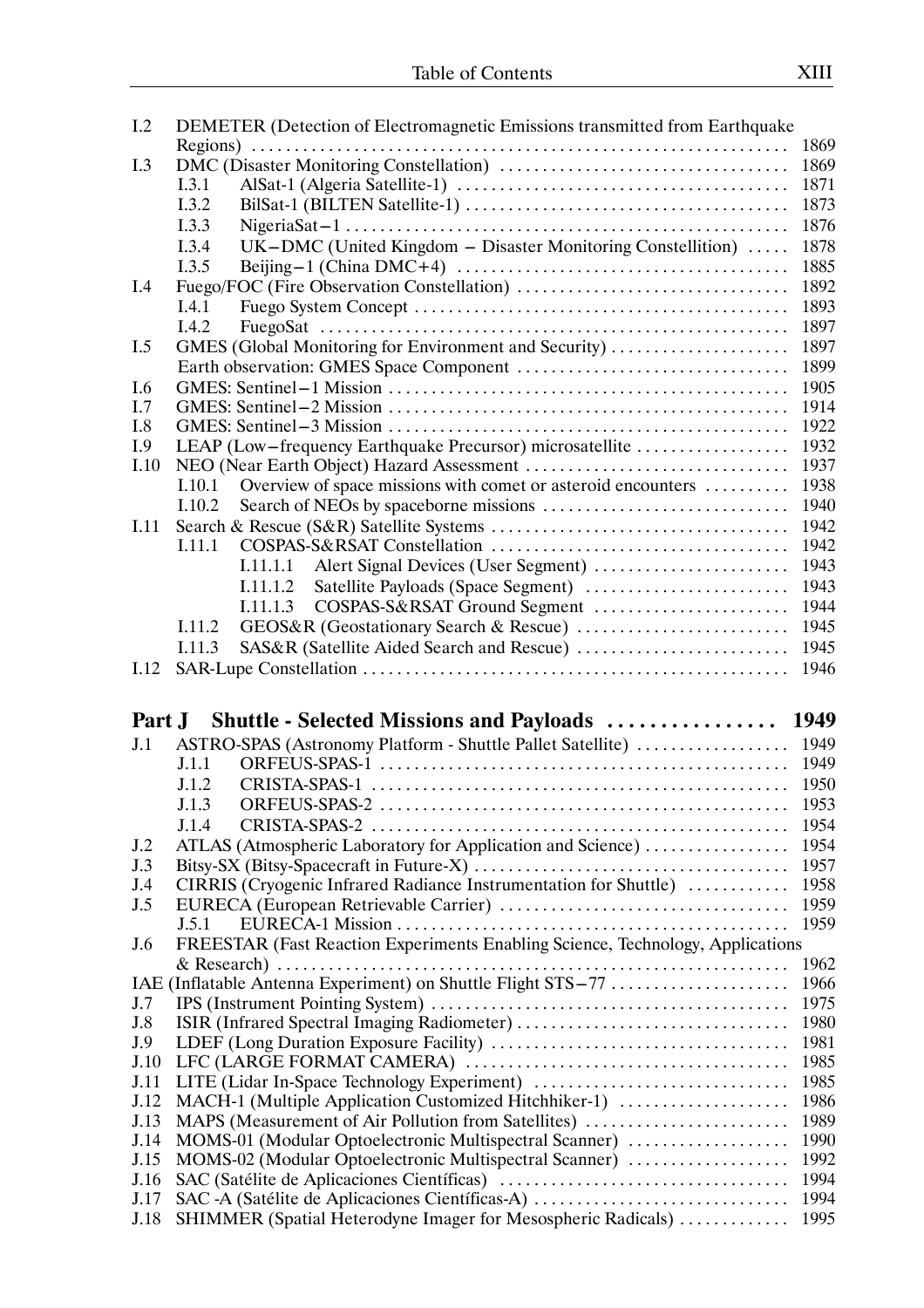| | | | |
|---|---|---|---|
| I.2 | DEMETER (Detection of Electromagnetic Emissions transmitted from Earthquake Regions) | | 1869 |
| I.3 | DMC (Disaster Monitoring Constellation) | | 1869 |
| | I.3.1 | AlSat-1 (Algeria Satellite-1) | 1871 |
| | I.3.2 | BilSat-1 (BILTEN Satellite-1) | 1873 |
| | I.3.3 | NigeriaSat−1 | 1876 |
| | I.3.4 | UK−DMC (United Kingdom − Disaster Monitoring Constellition) | 1878 |
| | I.3.5 | Beijing−1 (China DMC+4) | 1885 |
| I.4 | Fuego/FOC (Fire Observation Constellation) | | 1892 |
| | I.4.1 | Fuego System Concept | 1893 |
| | I.4.2 | FuegoSat | 1897 |
| I.5 | GMES (Global Monitoring for Environment and Security) | | 1897 |
| | Earth observation: GMES Space Component | | 1899 |
| I.6 | GMES: Sentinel−1 Mission | | 1905 |
| I.7 | GMES: Sentinel−2 Mission | | 1914 |
| I.8 | GMES: Sentinel−3 Mission | | 1922 |
| I.9 | LEAP (Low−frequency Earthquake Precursor) microsatellite | | 1932 |
| I.10 | NEO (Near Earth Object) Hazard Assessment | | 1937 |
| | I.10.1 | Overview of space missions with comet or asteroid encounters | 1938 |
| | I.10.2 | Search of NEOs by spaceborne missions | 1940 |
| I.11 | Search & Rescue (S&R) Satellite Systems | | 1942 |
| | I.11.1 | COSPAS-S&RSAT Constellation | 1942 |
| | | I.11.1.1 Alert Signal Devices (User Segment) | 1943 |
| | | I.11.1.2 Satellite Payloads (Space Segment) | 1943 |
| | | I.11.1.3 COSPAS-S&RSAT Ground Segment | 1944 |
| | I.11.2 | GEOS&R (Geostationary Search & Rescue) | 1945 |
| | I.11.3 | SAS&R (Satellite Aided Search and Rescue) | 1945 |
| I.12 | SAR-Lupe Constellation | | 1946 |

## Part J Shuttle - Selected Missions and Payloads . . . . . . . . . . . . . . . . 1949

| | | | |
|---|---|---|---|
| J.1 | ASTRO-SPAS (Astronomy Platform - Shuttle Pallet Satellite) | | 1949 |
| | J.1.1 | ORFEUS-SPAS-1 | 1949 |
| | J.1.2 | CRISTA-SPAS-1 | 1950 |
| | J.1.3 | ORFEUS-SPAS-2 | 1953 |
| | J.1.4 | CRISTA-SPAS-2 | 1954 |
| J.2 | ATLAS (Atmospheric Laboratory for Application and Science) | | 1954 |
| J.3 | Bitsy-SX (Bitsy-Spacecraft in Future-X) | | 1957 |
| J.4 | CIRRIS (Cryogenic Infrared Radiance Instrumentation for Shuttle) | | 1958 |
| J.5 | EURECA (European Retrievable Carrier) | | 1959 |
| | J.5.1 | EURECA-1 Mission | 1959 |
| J.6 | FREESTAR (Fast Reaction Experiments Enabling Science, Technology, Applications & Research) | | 1962 |
| IAE (Inflatable Antenna Experiment) on Shuttle Flight STS−77 | | | 1966 |
| J.7 | IPS (Instrument Pointing System) | | 1975 |
| J.8 | ISIR (Infrared Spectral Imaging Radiometer) | | 1980 |
| J.9 | LDEF (Long Duration Exposure Facility) | | 1981 |
| J.10 | LFC (LARGE FORMAT CAMERA) | | 1985 |
| J.11 | LITE (Lidar In-Space Technology Experiment) | | 1985 |
| J.12 | MACH-1 (Multiple Application Customized Hitchhiker-1) | | 1986 |
| J.13 | MAPS (Measurement of Air Pollution from Satellites) | | 1989 |
| J.14 | MOMS-01 (Modular Optoelectronic Multispectral Scanner) | | 1990 |
| J.15 | MOMS-02 (Modular Optoelectronic Multispectral Scanner) | | 1992 |
| J.16 | SAC (Satélite de Aplicaciones Científicas) | | 1994 |
| J.17 | SAC -A (Satélite de Aplicaciones Científicas-A) | | 1994 |
| J.18 | SHIMMER (Spatial Heterodyne Imager for Mesospheric Radicals) | | 1995 |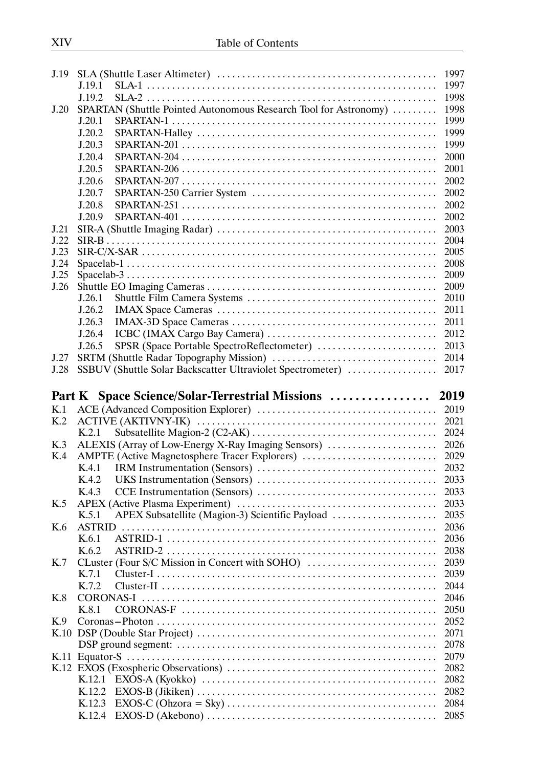J.19 SLA (Shuttle Laser Altimeter) ........................................... 1997
  J.19.1 SLA-1 ........................................... 1997
  J.19.2 SLA-2 ........................................... 1998
J.20 SPARTAN (Shuttle Pointed Autonomous Research Tool for Astronomy) ......... 1998
  J.20.1 SPARTAN-1 ........................................... 1999
  J.20.2 SPARTAN-Halley ........................................... 1999
  J.20.3 SPARTAN-201 ........................................... 1999
  J.20.4 SPARTAN-204 ........................................... 2000
  J.20.5 SPARTAN-206 ........................................... 2001
  J.20.6 SPARTAN-207 ........................................... 2002
  J.20.7 SPARTAN-250 Carrier System ........................................... 2002
  J.20.8 SPARTAN-251 ........................................... 2002
  J.20.9 SPARTAN-401 ........................................... 2002
J.21 SIR-A (Shuttle Imaging Radar) ........................................... 2003
J.22 SIR-B ........................................... 2004
J.23 SIR-C/X-SAR ........................................... 2005
J.24 Spacelab-1 ........................................... 2008
J.25 Spacelab-3 ........................................... 2009
J.26 Shuttle EO Imaging Cameras ........................................... 2009
  J.26.1 Shuttle Film Camera Systems ........................................... 2010
  J.26.2 IMAX Space Cameras ........................................... 2011
  J.26.3 IMAX-3D Space Cameras ........................................... 2011
  J.26.4 ICBC (IMAX Cargo Bay Camera) ........................................... 2012
  J.26.5 SPSR (Space Portable SpectroReflectometer) ........................................... 2013
J.27 SRTM (Shuttle Radar Topography Mission) ........................................... 2014
J.28 SSBUV (Shuttle Solar Backscatter Ultraviolet Spectrometer) ........................................... 2017

## Part K Space Science/Solar-Terrestrial Missions ................ 2019

K.1 ACE (Advanced Composition Explorer) ........................................... 2019
K.2 ACTIVE (AKTIVNY-IK) ........................................... 2021
  K.2.1 Subsatellite Magion-2 (C2-AK) ........................................... 2024
K.3 ALEXIS (Array of Low-Energy X-Ray Imaging Sensors) ........................................... 2026
K.4 AMPTE (Active Magnetosphere Tracer Explorers) ........................................... 2029
  K.4.1 IRM Instrumentation (Sensors) ........................................... 2032
  K.4.2 UKS Instrumentation (Sensors) ........................................... 2033
  K.4.3 CCE Instrumentation (Sensors) ........................................... 2033
K.5 APEX (Active Plasma Experiment) ........................................... 2033
  K.5.1 APEX Subsatellite (Magion-3) Scientific Payload ........................................... 2035
K.6 ASTRID ........................................... 2036
  K.6.1 ASTRID-1 ........................................... 2036
  K.6.2 ASTRID-2 ........................................... 2038
K.7 CLuster (Four S/C Mission in Concert with SOHO) ........................................... 2039
  K.7.1 Cluster-I ........................................... 2039
  K.7.2 Cluster-II ........................................... 2044
K.8 CORONAS-I ........................................... 2046
  K.8.1 CORONAS-F ........................................... 2050
K.9 Coronas–Photon ........................................... 2052
K.10 DSP (Double Star Project) ........................................... 2071
  DSP ground segment: ........................................... 2078
K.11 Equator-S ........................................... 2079
K.12 EXOS (Exospheric Observations) ........................................... 2082
  K.12.1 EXOS-A (Kyokko) ........................................... 2082
  K.12.2 EXOS-B (Jikiken) ........................................... 2082
  K.12.3 EXOS-C (Ohzora = Sky) ........................................... 2084
  K.12.4 EXOS-D (Akebono) ........................................... 2085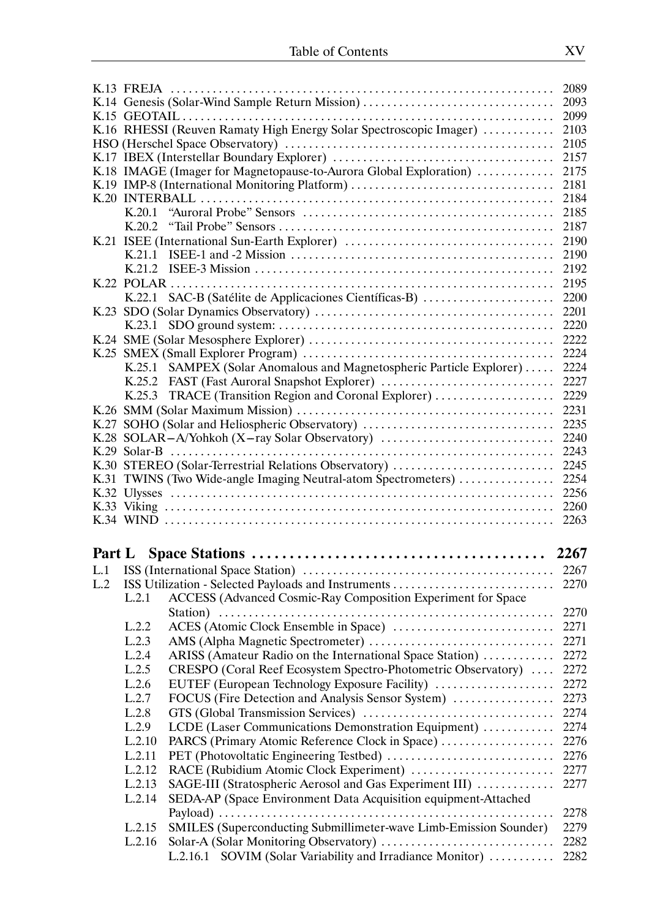K.13 FREJA ............ 2089
K.14 Genesis (Solar-Wind Sample Return Mission) ............ 2093
K.15 GEOTAIL ............ 2099
K.16 RHESSI (Reuven Ramaty High Energy Solar Spectroscopic Imager) ............ 2103
HSO (Herschel Space Observatory) ............ 2105
K.17 IBEX (Interstellar Boundary Explorer) ............ 2157
K.18 IMAGE (Imager for Magnetopause-to-Aurora Global Exploration) ............ 2175
K.19 IMP-8 (International Monitoring Platform) ............ 2181
K.20 INTERBALL ............ 2184
- K.20.1 "Auroral Probe" Sensors ............ 2185
- K.20.2 "Tail Probe" Sensors ............ 2187

K.21 ISEE (International Sun-Earth Explorer) ............ 2190
- K.21.1 ISEE-1 and -2 Mission ............ 2190
- K.21.2 ISEE-3 Mission ............ 2192

K.22 POLAR ............ 2195
- K.22.1 SAC-B (Satélite de Applicaciones Científicas-B) ............ 2200

K.23 SDO (Solar Dynamics Observatory) ............ 2201
- K.23.1 SDO ground system: ............ 2220

K.24 SME (Solar Mesosphere Explorer) ............ 2222
K.25 SMEX (Small Explorer Program) ............ 2224
- K.25.1 SAMPEX (Solar Anomalous and Magnetospheric Particle Explorer) ............ 2224
- K.25.2 FAST (Fast Auroral Snapshot Explorer) ............ 2227
- K.25.3 TRACE (Transition Region and Coronal Explorer) ............ 2229

K.26 SMM (Solar Maximum Mission) ............ 2231
K.27 SOHO (Solar and Heliospheric Observatory) ............ 2235
K.28 SOLAR−A/Yohkoh (X−ray Solar Observatory) ............ 2240
K.29 Solar-B ............ 2243
K.30 STEREO (Solar-Terrestrial Relations Observatory) ............ 2245
K.31 TWINS (Two Wide-angle Imaging Neutral-atom Spectrometers) ............ 2254
K.32 Ulysses ............ 2256
K.33 Viking ............ 2260
K.34 WIND ............ 2263

## Part L Space Stations ............ 2267

L.1 ISS (International Space Station) ............ 2267
L.2 ISS Utilization - Selected Payloads and Instruments ............ 2270
- L.2.1 ACCESS (Advanced Cosmic-Ray Composition Experiment for Space Station) ............ 2270
- L.2.2 ACES (Atomic Clock Ensemble in Space) ............ 2271
- L.2.3 AMS (Alpha Magnetic Spectrometer) ............ 2271
- L.2.4 ARISS (Amateur Radio on the International Space Station) ............ 2272
- L.2.5 CRESPO (Coral Reef Ecosystem Spectro-Photometric Observatory) ............ 2272
- L.2.6 EUTEF (European Technology Exposure Facility) ............ 2272
- L.2.7 FOCUS (Fire Detection and Analysis Sensor System) ............ 2273
- L.2.8 GTS (Global Transmission Services) ............ 2274
- L.2.9 LCDE (Laser Communications Demonstration Equipment) ............ 2274
- L.2.10 PARCS (Primary Atomic Reference Clock in Space) ............ 2276
- L.2.11 PET (Photovoltatic Engineering Testbed) ............ 2276
- L.2.12 RACE (Rubidium Atomic Clock Experiment) ............ 2277
- L.2.13 SAGE-III (Stratospheric Aerosol and Gas Experiment III) ............ 2277
- L.2.14 SEDA-AP (Space Environment Data Acquisition equipment-Attached Payload) ............ 2278
- L.2.15 SMILES (Superconducting Submillimeter-wave Limb-Emission Sounder) ............ 2279
- L.2.16 Solar-A (Solar Monitoring Observatory) ............ 2282
  - L.2.16.1 SOVIM (Solar Variability and Irradiance Monitor) ............ 2282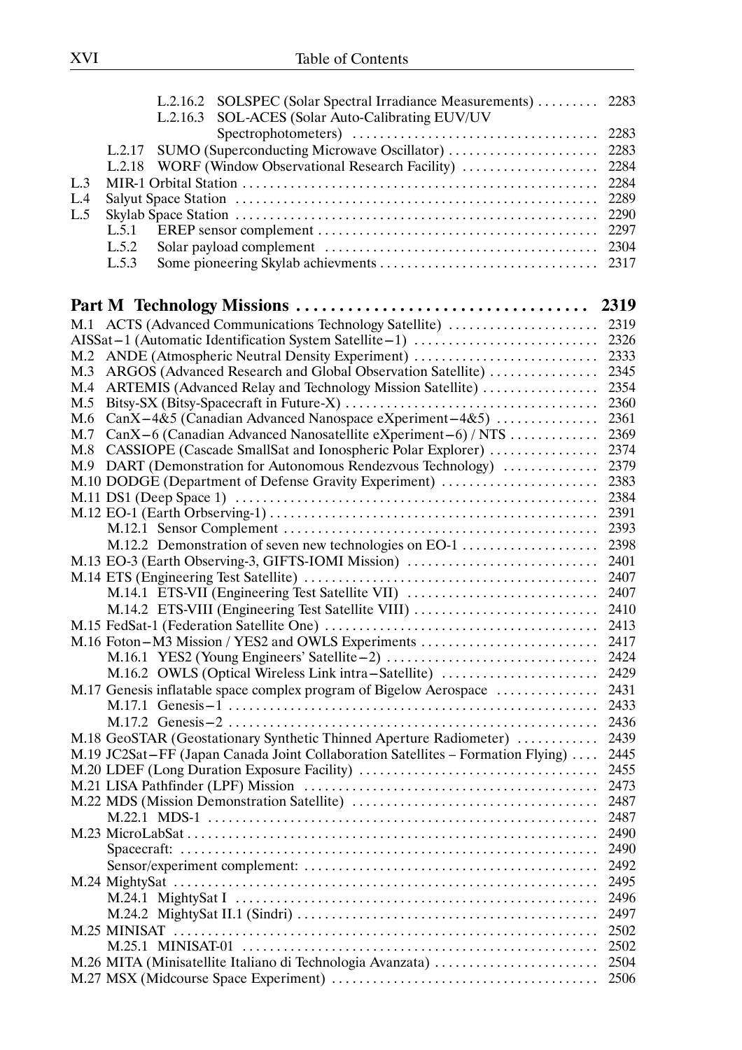L.2.16.2 SOLSPEC (Solar Spectral Irradiance Measurements) ......... 2283
L.2.16.3 SOL-ACES (Solar Auto-Calibrating EUV/UV Spectrophotometers) ......... 2283
L.2.17 SUMO (Superconducting Microwave Oscillator) ......... 2283
L.2.18 WORF (Window Observational Research Facility) ......... 2284
L.3 MIR-1 Orbital Station ......... 2284
L.4 Salyut Space Station ......... 2289
L.5 Skylab Space Station ......... 2290
L.5.1 EREP sensor complement ......... 2297
L.5.2 Solar payload complement ......... 2304
L.5.3 Some pioneering Skylab achievments ......... 2317

**Part M Technology Missions ......... 2319**

M.1 ACTS (Advanced Communications Technology Satellite) ......... 2319
AISSat−1 (Automatic Identification System Satellite−1) ......... 2326
M.2 ANDE (Atmospheric Neutral Density Experiment) ......... 2333
M.3 ARGOS (Advanced Research and Global Observation Satellite) ......... 2345
M.4 ARTEMIS (Advanced Relay and Technology Mission Satellite) ......... 2354
M.5 Bitsy-SX (Bitsy-Spacecraft in Future-X) ......... 2360
M.6 CanX−4&5 (Canadian Advanced Nanospace eXperiment−4&5) ......... 2361
M.7 CanX−6 (Canadian Advanced Nanosatellite eXperiment−6) / NTS ......... 2369
M.8 CASSIOPE (Cascade SmallSat and Ionospheric Polar Explorer) ......... 2374
M.9 DART (Demonstration for Autonomous Rendezvous Technology) ......... 2379
M.10 DODGE (Department of Defense Gravity Experiment) ......... 2383
M.11 DS1 (Deep Space 1) ......... 2384
M.12 EO-1 (Earth Orbserving-1) ......... 2391
M.12.1 Sensor Complement ......... 2393
M.12.2 Demonstration of seven new technologies on EO-1 ......... 2398
M.13 EO-3 (Earth Observing-3, GIFTS-IOMI Mission) ......... 2401
M.14 ETS (Engineering Test Satellite) ......... 2407
M.14.1 ETS-VII (Engineering Test Satellite VII) ......... 2407
M.14.2 ETS-VIII (Engineering Test Satellite VIII) ......... 2410
M.15 FedSat-1 (Federation Satellite One) ......... 2413
M.16 Foton−M3 Mission / YES2 and OWLS Experiments ......... 2417
M.16.1 YES2 (Young Engineers' Satellite−2) ......... 2424
M.16.2 OWLS (Optical Wireless Link intra−Satellite) ......... 2429
M.17 Genesis inflatable space complex program of Bigelow Aerospace ......... 2431
M.17.1 Genesis−1 ......... 2433
M.17.2 Genesis−2 ......... 2436
M.18 GeoSTAR (Geostationary Synthetic Thinned Aperture Radiometer) ......... 2439
M.19 JC2Sat−FF (Japan Canada Joint Collaboration Satellites – Formation Flying) ......... 2445
M.20 LDEF (Long Duration Exposure Facility) ......... 2455
M.21 LISA Pathfinder (LPF) Mission ......... 2473
M.22 MDS (Mission Demonstration Satellite) ......... 2487
M.22.1 MDS-1 ......... 2487
M.23 MicroLabSat ......... 2490
Spacecraft: ......... 2490
Sensor/experiment complement: ......... 2492
M.24 MightySat ......... 2495
M.24.1 MightySat I ......... 2496
M.24.2 MightySat II.1 (Sindri) ......... 2497
M.25 MINISAT ......... 2502
M.25.1 MINISAT-01 ......... 2502
M.26 MITA (Minisatellite Italiano di Technologia Avanzata) ......... 2504
M.27 MSX (Midcourse Space Experiment) ......... 2506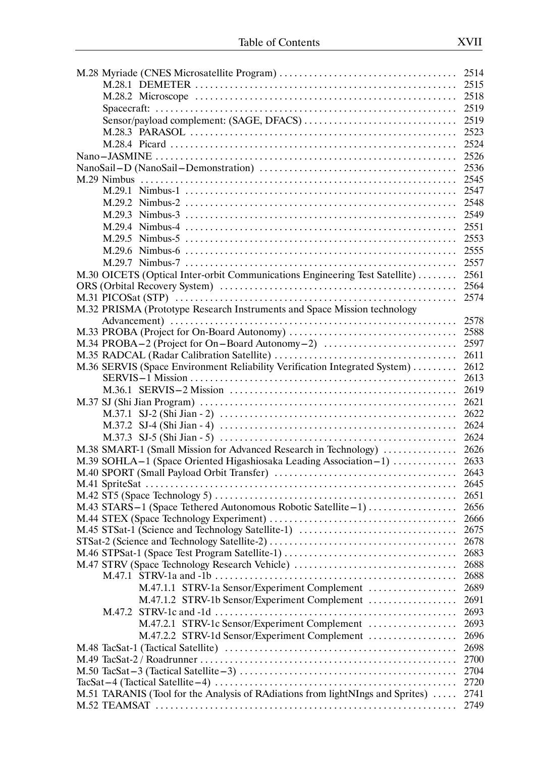M.28 Myriade (CNES Microsatellite Program) .................................... 2514
M.28.1 DEMETER ...................................................... 2515
M.28.2 Microscope ..................................................... 2518
Spacecraft: ............................................................. 2519
Sensor/payload complement: (SAGE, DFACS) ............................... 2519
M.28.3 PARASOL ...................................................... 2523
M.28.4 Picard ........................................................... 2524
Nano–JASMINE ............................................................ 2526
NanoSail–D (NanoSail–Demonstration) ........................................ 2536
M.29 Nimbus ................................................................ 2545
M.29.1 Nimbus-1 ........................................................ 2547
M.29.2 Nimbus-2 ........................................................ 2548
M.29.3 Nimbus-3 ........................................................ 2549
M.29.4 Nimbus-4 ........................................................ 2551
M.29.5 Nimbus-5 ........................................................ 2553
M.29.6 Nimbus-6 ........................................................ 2555
M.29.7 Nimbus-7 ........................................................ 2557
M.30 OICETS (Optical Inter-orbit Communications Engineering Test Satellite) ........ 2561
ORS (Orbital Recovery System) ............................................... 2564
M.31 PICOSat (STP) ......................................................... 2574
M.32 PRISMA (Prototype Research Instruments and Space Mission technology Advancement) ......................................................... 2578
M.33 PROBA (Project for On-Board Autonomy) .................................. 2588
M.34 PROBA–2 (Project for On–Board Autonomy–2) ............................ 2597
M.35 RADCAL (Radar Calibration Satellite) ...................................... 2611
M.36 SERVIS (Space Environment Reliability Verification Integrated System) ......... 2612
SERVIS–1 Mission ...................................................... 2613
M.36.1 SERVIS–2 Mission ............................................... 2619
M.37 SJ (Shi Jian Program) .................................................... 2621
M.37.1 SJ-2 (Shi Jian - 2) ................................................ 2622
M.37.2 SJ-4 (Shi Jian - 4) ................................................ 2624
M.37.3 SJ-5 (Shi Jian - 5) ................................................ 2624
M.38 SMART-1 (Small Mission for Advanced Research in Technology) ............... 2626
M.39 SOHLA–1 (Space Oriented Higashiosaka Leading Association–1) ............. 2633
M.40 SPORT (Small Payload Orbit Transfer) ..................................... 2643
M.41 SpriteSat ............................................................... 2645
M.42 ST5 (Space Technology 5) ................................................ 2651
M.43 STARS–1 (Space Tethered Autonomous Robotic Satellite–1) .................. 2656
M.44 STEX (Space Technology Experiment) ...................................... 2666
M.45 STSat-1 (Science and Technology Satellite-1) ................................ 2675
STSat-2 (Science and Technology Satellite-2) ..................................... 2678
M.46 STPSat-1 (Space Test Program Satellite-1) ................................... 2683
M.47 STRV (Space Technology Research Vehicle) ................................. 2688
M.47.1 STRV-1a and -1b ................................................ 2688
M.47.1.1 STRV-1a Sensor/Experiment Complement .................. 2689
M.47.1.2 STRV-1b Sensor/Experiment Complement .................. 2691
M.47.2 STRV-1c and -1d ................................................ 2693
M.47.2.1 STRV-1c Sensor/Experiment Complement .................. 2693
M.47.2.2 STRV-1d Sensor/Experiment Complement .................. 2696
M.48 TacSat-1 (Tactical Satellite) ............................................... 2698
M.49 TacSat-2 / Roadrunner ..................................................... 2700
M.50 TacSat–3 (Tactical Satellite–3) ............................................ 2704
TacSat–4 (Tactical Satellite–4) ................................................. 2720
M.51 TARANIS (Tool for the Analysis of RAdiations from lightNIngs and Sprites) ..... 2741
M.52 TEAMSAT .............................................................. 2749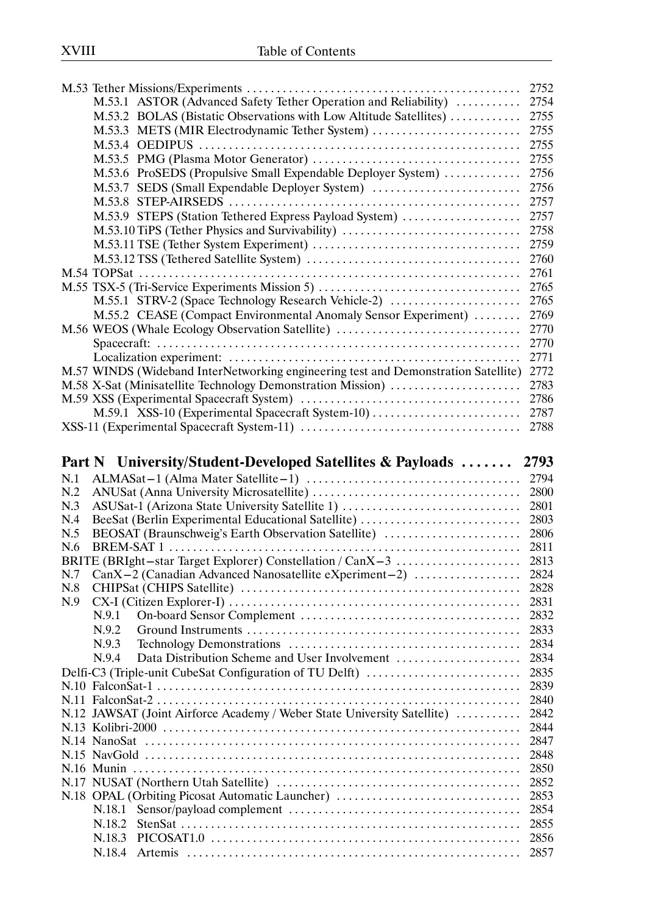M.53 Tether Missions/Experiments ............................................ 2752
- M.53.1 ASTOR (Advanced Safety Tether Operation and Reliability) ........... 2754
- M.53.2 BOLAS (Bistatic Observations with Low Altitude Satellites) ............ 2755
- M.53.3 METS (MIR Electrodynamic Tether System) ......................... 2755
- M.53.4 OEDIPUS ..................................................... 2755
- M.53.5 PMG (Plasma Motor Generator) .................................. 2755
- M.53.6 ProSEDS (Propulsive Small Expendable Deployer System) ............. 2756
- M.53.7 SEDS (Small Expendable Deployer System) ......................... 2756
- M.53.8 STEP-AIRSEDS ................................................. 2757
- M.53.9 STEPS (Station Tethered Express Payload System) .................... 2757
- M.53.10 TiPS (Tether Physics and Survivability) ............................. 2758
- M.53.11 TSE (Tether System Experiment) .................................. 2759
- M.53.12 TSS (Tethered Satellite System) ................................... 2760

M.54 TOPSat ................................................................ 2761

M.55 TSX-5 (Tri-Service Experiments Mission 5) .................................. 2765
- M.55.1 STRV-2 (Space Technology Research Vehicle-2) ...................... 2765
- M.55.2 CEASE (Compact Environmental Anomaly Sensor Experiment) ........ 2769

M.56 WEOS (Whale Ecology Observation Satellite) ............................... 2770
- Spacecraft: .............................................................. 2770
- Localization experiment: .................................................. 2771

M.57 WINDS (Wideband InterNetworking engineering test and Demonstration Satellite) 2772

M.58 X-Sat (Minisatellite Technology Demonstration Mission) ...................... 2783

M.59 XSS (Experimental Spacecraft System) ..................................... 2786
- M.59.1 XSS-10 (Experimental Spacecraft System-10) ......................... 2787

XSS-11 (Experimental Spacecraft System-11) ..................................... 2788

## Part N University/Student-Developed Satellites & Payloads ....... 2793

N.1 ALMASat−1 (Alma Mater Satellite−1) .................................... 2794

N.2 ANUSat (Anna University Microsatellite) .................................. 2800

N.3 ASUSat-1 (Arizona State University Satellite 1) ............................. 2801

N.4 BeeSat (Berlin Experimental Educational Satellite) ........................... 2803

N.5 BEOSAT (Braunschweig's Earth Observation Satellite) ....................... 2806

N.6 BREM-SAT 1 .......................................................... 2811

BRITE (BRIght−star Target Explorer) Constellation / CanX−3 ..................... 2813

N.7 CanX−2 (Canadian Advanced Nanosatellite eXperiment−2) .................. 2824

N.8 CHIPSat (CHIPS Satellite) ............................................... 2828

N.9 CX-I (Citizen Explorer-I) ................................................. 2831
- N.9.1 On-board Sensor Complement ..................................... 2832
- N.9.2 Ground Instruments .............................................. 2833
- N.9.3 Technology Demonstrations ....................................... 2834
- N.9.4 Data Distribution Scheme and User Involvement ..................... 2834

Delfi-C3 (Triple-unit CubeSat Configuration of TU Delft) .......................... 2835

N.10 FalconSat-1 ............................................................ 2839

N.11 FalconSat-2 ............................................................ 2840

N.12 JAWSAT (Joint Airforce Academy / Weber State University Satellite) ........... 2842

N.13 Kolibri-2000 ............................................................ 2844

N.14 NanoSat ............................................................... 2847

N.15 NavGold ............................................................... 2848

N.16 Munin ................................................................. 2850

N.17 NUSAT (Northern Utah Satellite) ......................................... 2852

N.18 OPAL (Orbiting Picosat Automatic Launcher) ............................... 2853
- N.18.1 Sensor/payload complement ....................................... 2854
- N.18.2 StenSat .......................................................... 2855
- N.18.3 PICOSAT1.0 ..................................................... 2856
- N.18.4 Artemis ......................................................... 2857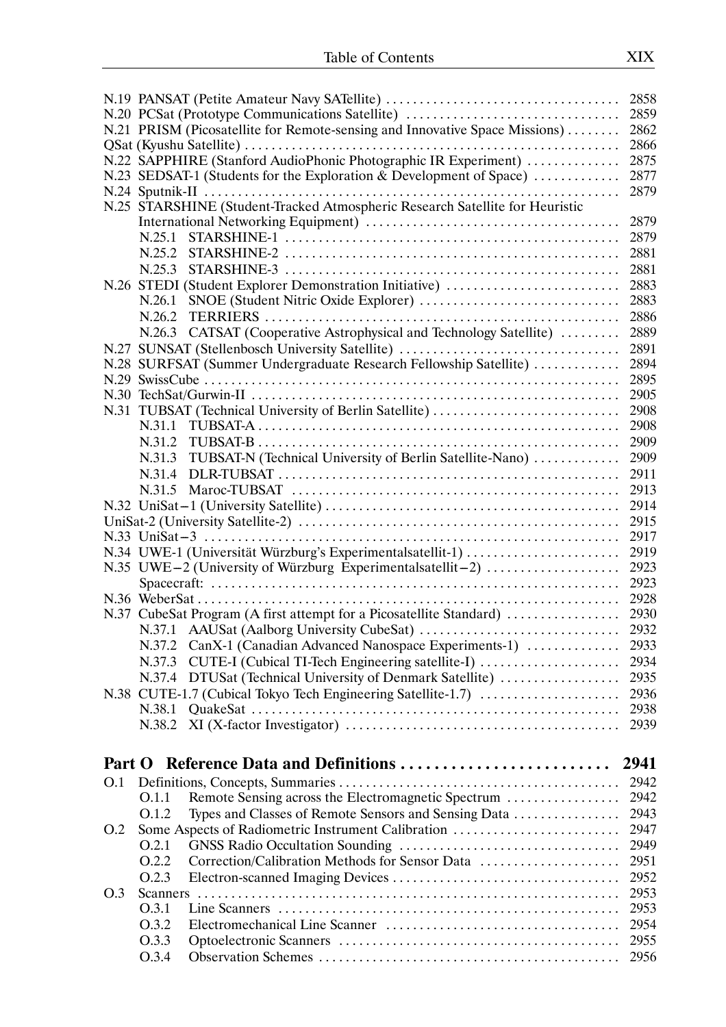N.19 PANSAT (Petite Amateur Navy SATellite) .................................. 2858
N.20 PCSat (Prototype Communications Satellite) ................................ 2859
N.21 PRISM (Picosatellite for Remote-sensing and Innovative Space Missions) ........ 2862
QSat (Kyushu Satellite) ........................................................ 2866
N.22 SAPPHIRE (Stanford AudioPhonic Photographic IR Experiment) .............. 2875
N.23 SEDSAT-1 (Students for the Exploration & Development of Space) ............ 2877
N.24 Sputnik-II ................................................................. 2879
N.25 STARSHINE (Student-Tracked Atmospheric Research Satellite for Heuristic International Networking Equipment) ..................................... 2879
 N.25.1 STARSHINE-1 ................................................... 2879
 N.25.2 STARSHINE-2 ................................................... 2881
 N.25.3 STARSHINE-3 ................................................... 2881
N.26 STEDI (Student Explorer Demonstration Initiative) .......................... 2883
 N.26.1 SNOE (Student Nitric Oxide Explorer) ............................... 2883
 N.26.2 TERRIERS ....................................................... 2886
 N.26.3 CATSAT (Cooperative Astrophysical and Technology Satellite) ......... 2889
N.27 SUNSAT (Stellenbosch University Satellite) ................................ 2891
N.28 SURFSAT (Summer Undergraduate Research Fellowship Satellite) ............. 2894
N.29 SwissCube ................................................................. 2895
N.30 TechSat/Gurwin-II ......................................................... 2905
N.31 TUBSAT (Technical University of Berlin Satellite) ........................... 2908
 N.31.1 TUBSAT-A ....................................................... 2908
 N.31.2 TUBSAT-B ....................................................... 2909
 N.31.3 TUBSAT-N (Technical University of Berlin Satellite-Nano) ............. 2909
 N.31.4 DLR-TUBSAT .................................................... 2911
 N.31.5 Maroc-TUBSAT .................................................. 2913
N.32 UniSat−1 (University Satellite) ............................................ 2914
UniSat-2 (University Satellite-2) ................................................ 2915
N.33 UniSat−3 .................................................................. 2917
N.34 UWE-1 (Universität Würzburg's Experimentalsatellit-1) ....................... 2919
N.35 UWE−2 (University of Würzburg Experimentalsatellit−2) ..................... 2923
 Spacecraft: ......................................................... 2923
N.36 WeberSat .................................................................. 2928
N.37 CubeSat Program (A first attempt for a Picosatellite Standard) ................ 2930
 N.37.1 AAUSat (Aalborg University CubeSat) ............................... 2932
 N.37.2 CanX-1 (Canadian Advanced Nanospace Experiments-1) .............. 2933
 N.37.3 CUTE-I (Cubical TI-Tech Engineering satellite-I) ..................... 2934
 N.37.4 DTUSat (Technical University of Denmark Satellite) .................. 2935
N.38 CUTE-1.7 (Cubical Tokyo Tech Engineering Satellite-1.7) ..................... 2936
 N.38.1 QuakeSat ........................................................ 2938
 N.38.2 XI (X-factor Investigator) ......................................... 2939

## Part O Reference Data and Definitions ......................... 2941

O.1 Definitions, Concepts, Summaries .......................................... 2942
 O.1.1 Remote Sensing across the Electromagnetic Spectrum ................. 2942
 O.1.2 Types and Classes of Remote Sensors and Sensing Data ................ 2943
O.2 Some Aspects of Radiometric Instrument Calibration ......................... 2947
 O.2.1 GNSS Radio Occultation Sounding ................................. 2949
 O.2.2 Correction/Calibration Methods for Sensor Data ..................... 2951
 O.2.3 Electron-scanned Imaging Devices .................................. 2952
O.3 Scanners .................................................................... 2953
 O.3.1 Line Scanners .................................................... 2953
 O.3.2 Electromechanical Line Scanner ................................... 2954
 O.3.3 Optoelectronic Scanners .......................................... 2955
 O.3.4 Observation Schemes ............................................. 2956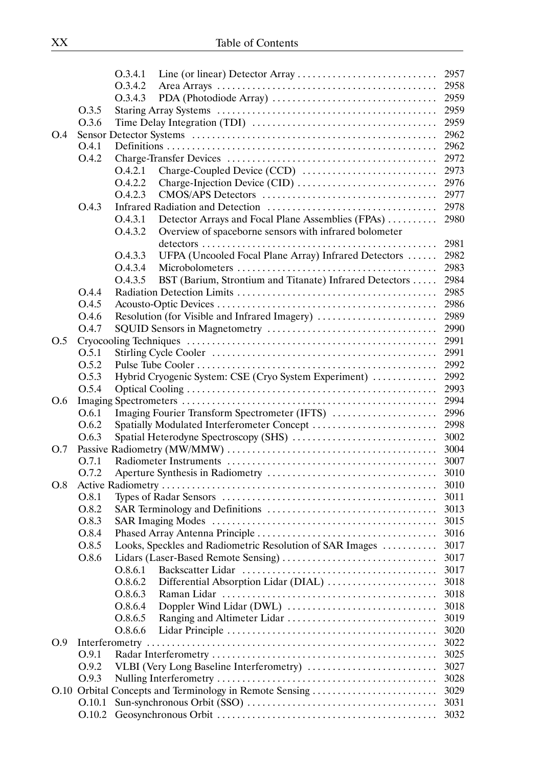| | | | | |
|---|---|---|---|---|
| | | O.3.4.1 | Line (or linear) Detector Array | 2957 |
| | | O.3.4.2 | Area Arrays | 2958 |
| | | O.3.4.3 | PDA (Photodiode Array) | 2959 |
| | O.3.5 | Staring Array Systems | | 2959 |
| | O.3.6 | Time Delay Integration (TDI) | | 2959 |
| O.4 | Sensor Detector Systems | | | 2962 |
| | O.4.1 | Definitions | | 2962 |
| | O.4.2 | Charge-Transfer Devices | | 2972 |
| | | O.4.2.1 | Charge-Coupled Device (CCD) | 2973 |
| | | O.4.2.2 | Charge-Injection Device (CID) | 2976 |
| | | O.4.2.3 | CMOS/APS Detectors | 2977 |
| | O.4.3 | Infrared Radiation and Detection | | 2978 |
| | | O.4.3.1 | Detector Arrays and Focal Plane Assemblies (FPAs) | 2980 |
| | | O.4.3.2 | Overview of spaceborne sensors with infrared bolometer detectors | 2981 |
| | | O.4.3.3 | UFPA (Uncooled Focal Plane Array) Infrared Detectors | 2982 |
| | | O.4.3.4 | Microbolometers | 2983 |
| | | O.4.3.5 | BST (Barium, Strontium and Titanate) Infrared Detectors | 2984 |
| | O.4.4 | Radiation Detection Limits | | 2985 |
| | O.4.5 | Acousto-Optic Devices | | 2986 |
| | O.4.6 | Resolution (for Visible and Infrared Imagery) | | 2989 |
| | O.4.7 | SQUID Sensors in Magnetometry | | 2990 |
| O.5 | Cryocooling Techniques | | | 2991 |
| | O.5.1 | Stirling Cycle Cooler | | 2991 |
| | O.5.2 | Pulse Tube Cooler | | 2992 |
| | O.5.3 | Hybrid Cryogenic System: CSE (Cryo System Experiment) | | 2992 |
| | O.5.4 | Optical Cooling | | 2993 |
| O.6 | Imaging Spectrometers | | | 2994 |
| | O.6.1 | Imaging Fourier Transform Spectrometer (IFTS) | | 2996 |
| | O.6.2 | Spatially Modulated Interferometer Concept | | 2998 |
| | O.6.3 | Spatial Heterodyne Spectroscopy (SHS) | | 3002 |
| O.7 | Passive Radiometry (MW/MMW) | | | 3004 |
| | O.7.1 | Radiometer Instruments | | 3007 |
| | O.7.2 | Aperture Synthesis in Radiometry | | 3010 |
| O.8 | Active Radiometry | | | 3010 |
| | O.8.1 | Types of Radar Sensors | | 3011 |
| | O.8.2 | SAR Terminology and Definitions | | 3013 |
| | O.8.3 | SAR Imaging Modes | | 3015 |
| | O.8.4 | Phased Array Antenna Principle | | 3016 |
| | O.8.5 | Looks, Speckles and Radiometric Resolution of SAR Images | | 3017 |
| | O.8.6 | Lidars (Laser-Based Remote Sensing) | | 3017 |
| | | O.8.6.1 | Backscatter Lidar | 3017 |
| | | O.8.6.2 | Differential Absorption Lidar (DIAL) | 3018 |
| | | O.8.6.3 | Raman Lidar | 3018 |
| | | O.8.6.4 | Doppler Wind Lidar (DWL) | 3018 |
| | | O.8.6.5 | Ranging and Altimeter Lidar | 3019 |
| | | O.8.6.6 | Lidar Principle | 3020 |
| O.9 | Interferometry | | | 3022 |
| | O.9.1 | Radar Interferometry | | 3025 |
| | O.9.2 | VLBI (Very Long Baseline Interferometry) | | 3027 |
| | O.9.3 | Nulling Interferometry | | 3028 |
| O.10 | Orbital Concepts and Terminology in Remote Sensing | | | 3029 |
| | O.10.1 | Sun-synchronous Orbit (SSO) | | 3031 |
| | O.10.2 | Geosynchronous Orbit | | 3032 |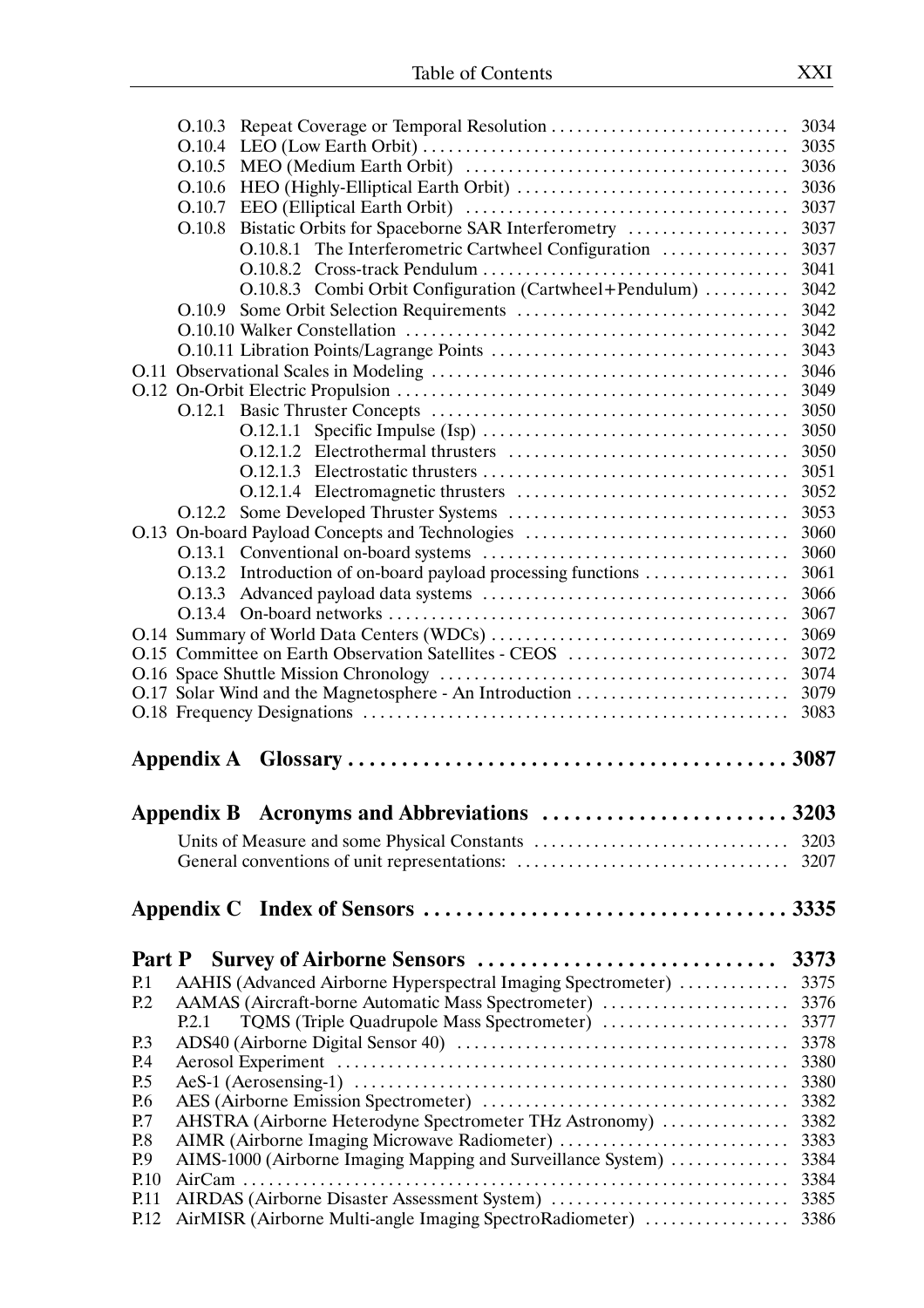- O.10.3 Repeat Coverage or Temporal Resolution ... 3034
- O.10.4 LEO (Low Earth Orbit) ... 3035
- O.10.5 MEO (Medium Earth Orbit) ... 3036
- O.10.6 HEO (Highly-Elliptical Earth Orbit) ... 3036
- O.10.7 EEO (Elliptical Earth Orbit) ... 3037
- O.10.8 Bistatic Orbits for Spaceborne SAR Interferometry ... 3037
  - O.10.8.1 The Interferometric Cartwheel Configuration ... 3037
  - O.10.8.2 Cross-track Pendulum ... 3041
  - O.10.8.3 Combi Orbit Configuration (Cartwheel+Pendulum) ... 3042
- O.10.9 Some Orbit Selection Requirements ... 3042
- O.10.10 Walker Constellation ... 3042
- O.10.11 Libration Points/Lagrange Points ... 3043

O.11 Observational Scales in Modeling ... 3046

O.12 On-Orbit Electric Propulsion ... 3049

- O.12.1 Basic Thruster Concepts ... 3050
  - O.12.1.1 Specific Impulse (Isp) ... 3050
  - O.12.1.2 Electrothermal thrusters ... 3050
  - O.12.1.3 Electrostatic thrusters ... 3051
  - O.12.1.4 Electromagnetic thrusters ... 3052
- O.12.2 Some Developed Thruster Systems ... 3053

O.13 On-board Payload Concepts and Technologies ... 3060

- O.13.1 Conventional on-board systems ... 3060
- O.13.2 Introduction of on-board payload processing functions ... 3061
- O.13.3 Advanced payload data systems ... 3066
- O.13.4 On-board networks ... 3067

O.14 Summary of World Data Centers (WDCs) ... 3069

O.15 Committee on Earth Observation Satellites - CEOS ... 3072

O.16 Space Shuttle Mission Chronology ... 3074

O.17 Solar Wind and the Magnetosphere - An Introduction ... 3079

O.18 Frequency Designations ... 3083

## Appendix A Glossary ... 3087

## Appendix B Acronyms and Abbreviations ... 3203

- Units of Measure and some Physical Constants ... 3203
- General conventions of unit representations: ... 3207

## Appendix C Index of Sensors ... 3335

## Part P Survey of Airborne Sensors ... 3373

P.1 AAHIS (Advanced Airborne Hyperspectral Imaging Spectrometer) ... 3375

P.2 AAMAS (Aircraft-borne Automatic Mass Spectrometer) ... 3376

- P.2.1 TQMS (Triple Quadrupole Mass Spectrometer) ... 3377

P.3 ADS40 (Airborne Digital Sensor 40) ... 3378

P.4 Aerosol Experiment ... 3380

P.5 AeS-1 (Aerosensing-1) ... 3380

P.6 AES (Airborne Emission Spectrometer) ... 3382

P.7 AHSTRA (Airborne Heterodyne Spectrometer THz Astronomy) ... 3382

P.8 AIMR (Airborne Imaging Microwave Radiometer) ... 3383

P.9 AIMS-1000 (Airborne Imaging Mapping and Surveillance System) ... 3384

P.10 AirCam ... 3384

P.11 AIRDAS (Airborne Disaster Assessment System) ... 3385

P.12 AirMISR (Airborne Multi-angle Imaging SpectroRadiometer) ... 3386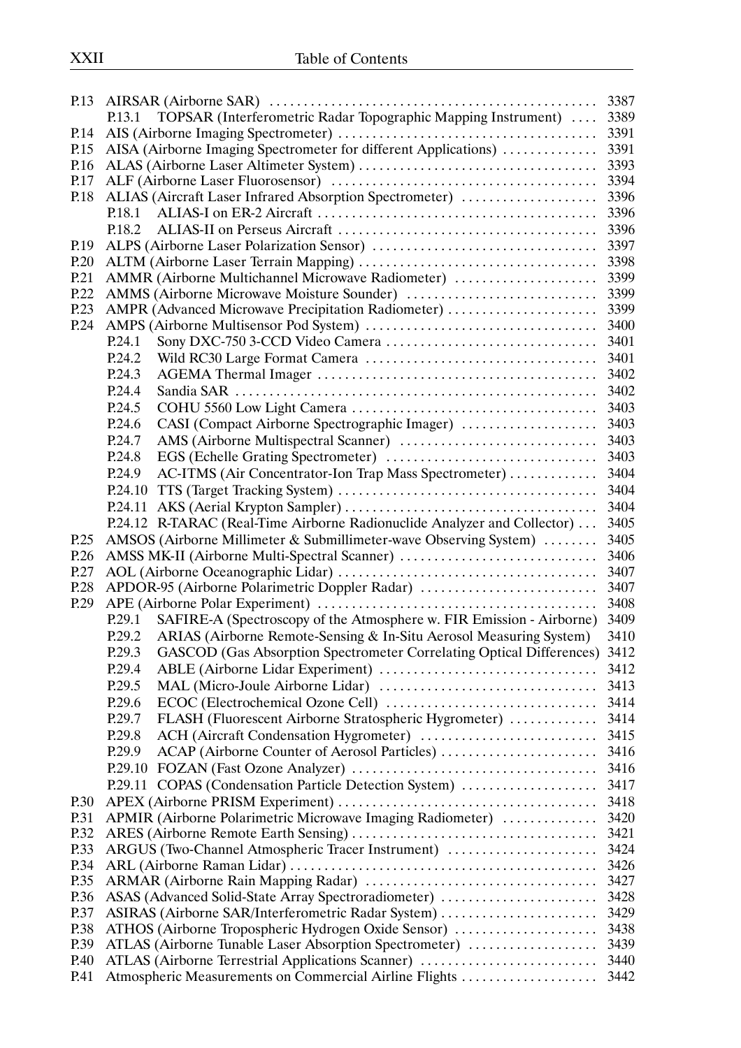P.13 AIRSAR (Airborne SAR) ... 3387
- P.13.1 TOPSAR (Interferometric Radar Topographic Mapping Instrument) ... 3389

P.14 AIS (Airborne Imaging Spectrometer) ... 3391
P.15 AISA (Airborne Imaging Spectrometer for different Applications) ... 3391
P.16 ALAS (Airborne Laser Altimeter System) ... 3393
P.17 ALF (Airborne Laser Fluorosensor) ... 3394
P.18 ALIAS (Aircraft Laser Infrared Absorption Spectrometer) ... 3396
- P.18.1 ALIAS-I on ER-2 Aircraft ... 3396
- P.18.2 ALIAS-II on Perseus Aircraft ... 3396

P.19 ALPS (Airborne Laser Polarization Sensor) ... 3397
P.20 ALTM (Airborne Laser Terrain Mapping) ... 3398
P.21 AMMR (Airborne Multichannel Microwave Radiometer) ... 3399
P.22 AMMS (Airborne Microwave Moisture Sounder) ... 3399
P.23 AMPR (Advanced Microwave Precipitation Radiometer) ... 3399
P.24 AMPS (Airborne Multisensor Pod System) ... 3400
- P.24.1 Sony DXC-750 3-CCD Video Camera ... 3401
- P.24.2 Wild RC30 Large Format Camera ... 3401
- P.24.3 AGEMA Thermal Imager ... 3402
- P.24.4 Sandia SAR ... 3402
- P.24.5 COHU 5560 Low Light Camera ... 3403
- P.24.6 CASI (Compact Airborne Spectrographic Imager) ... 3403
- P.24.7 AMS (Airborne Multispectral Scanner) ... 3403
- P.24.8 EGS (Echelle Grating Spectrometer) ... 3403
- P.24.9 AC-ITMS (Air Concentrator-Ion Trap Mass Spectrometer) ... 3404
- P.24.10 TTS (Target Tracking System) ... 3404
- P.24.11 AKS (Aerial Krypton Sampler) ... 3404
- P.24.12 R-TARAC (Real-Time Airborne Radionuclide Analyzer and Collector) ... 3405

P.25 AMSOS (Airborne Millimeter & Submillimeter-wave Observing System) ... 3405
P.26 AMSS MK-II (Airborne Multi-Spectral Scanner) ... 3406
P.27 AOL (Airborne Oceanographic Lidar) ... 3407
P.28 APDOR-95 (Airborne Polarimetric Doppler Radar) ... 3407
P.29 APE (Airborne Polar Experiment) ... 3408
- P.29.1 SAFIRE-A (Spectroscopy of the Atmosphere w. FIR Emission - Airborne) 3409
- P.29.2 ARIAS (Airborne Remote-Sensing & In-Situ Aerosol Measuring System) 3410
- P.29.3 GASCOD (Gas Absorption Spectrometer Correlating Optical Differences) 3412
- P.29.4 ABLE (Airborne Lidar Experiment) ... 3412
- P.29.5 MAL (Micro-Joule Airborne Lidar) ... 3413
- P.29.6 ECOC (Electrochemical Ozone Cell) ... 3414
- P.29.7 FLASH (Fluorescent Airborne Stratospheric Hygrometer) ... 3414
- P.29.8 ACH (Aircraft Condensation Hygrometer) ... 3415
- P.29.9 ACAP (Airborne Counter of Aerosol Particles) ... 3416
- P.29.10 FOZAN (Fast Ozone Analyzer) ... 3416
- P.29.11 COPAS (Condensation Particle Detection System) ... 3417

P.30 APEX (Airborne PRISM Experiment) ... 3418
P.31 APMIR (Airborne Polarimetric Microwave Imaging Radiometer) ... 3420
P.32 ARES (Airborne Remote Earth Sensing) ... 3421
P.33 ARGUS (Two-Channel Atmospheric Tracer Instrument) ... 3424
P.34 ARL (Airborne Raman Lidar) ... 3426
P.35 ARMAR (Airborne Rain Mapping Radar) ... 3427
P.36 ASAS (Advanced Solid-State Array Spectroradiometer) ... 3428
P.37 ASIRAS (Airborne SAR/Interferometric Radar System) ... 3429
P.38 ATHOS (Airborne Tropospheric Hydrogen Oxide Sensor) ... 3438
P.39 ATLAS (Airborne Tunable Laser Absorption Spectrometer) ... 3439
P.40 ATLAS (Airborne Terrestrial Applications Scanner) ... 3440
P.41 Atmospheric Measurements on Commercial Airline Flights ... 3442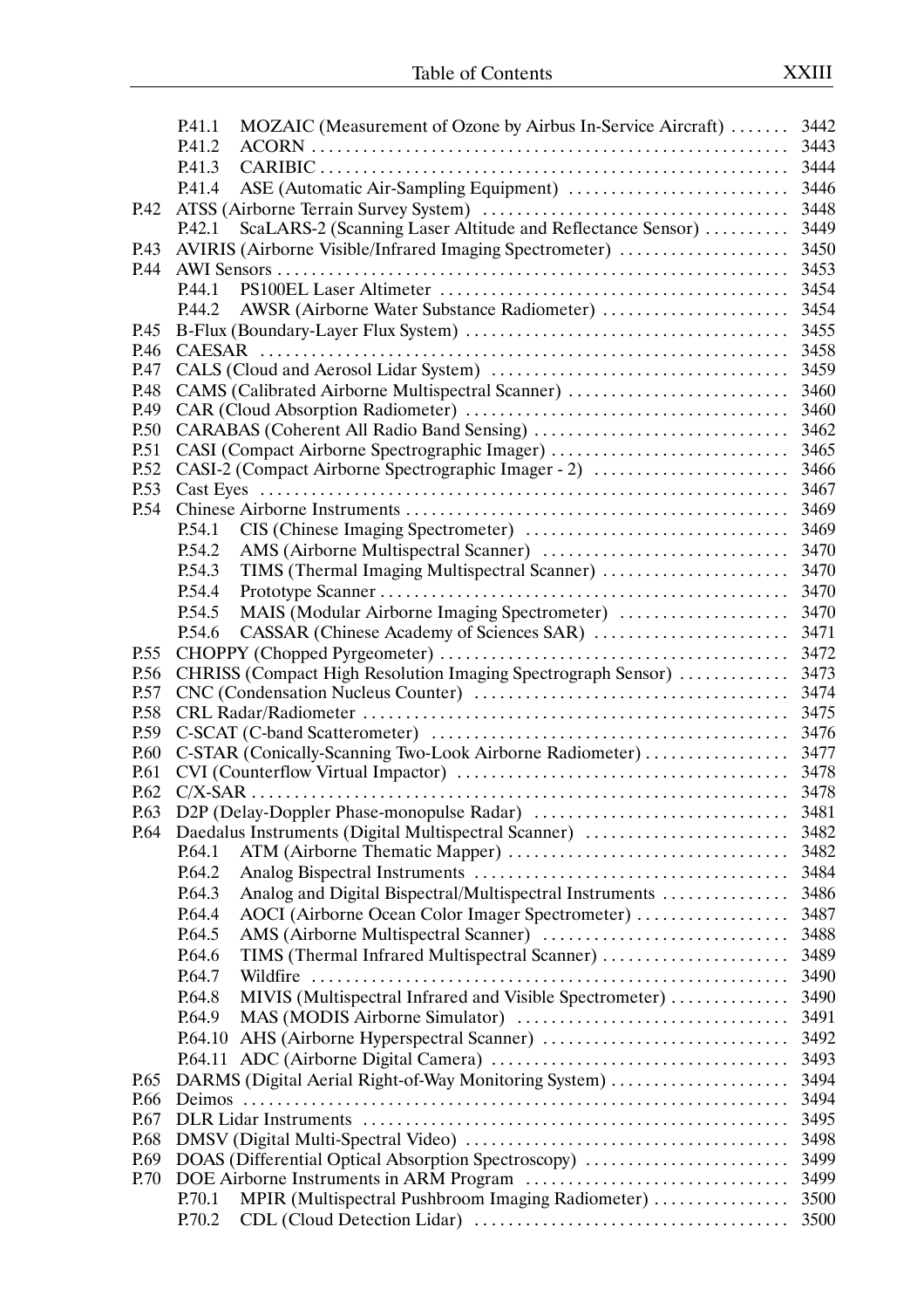P.41.1 MOZAIC (Measurement of Ozone by Airbus In-Service Aircraft) ....... 3442
P.41.2 ACORN ........................................................ 3443
P.41.3 CARIBIC ........................................................ 3444
P.41.4 ASE (Automatic Air-Sampling Equipment) .......................... 3446

P.42 ATSS (Airborne Terrain Survey System) .................................... 3448
P.42.1 ScaLARS-2 (Scanning Laser Altitude and Reflectance Sensor) .......... 3449

P.43 AVIRIS (Airborne Visible/Infrared Imaging Spectrometer) .................... 3450

P.44 AWI Sensors ............................................................ 3453
P.44.1 PS100EL Laser Altimeter ......................................... 3454
P.44.2 AWSR (Airborne Water Substance Radiometer) ...................... 3454

P.45 B-Flux (Boundary-Layer Flux System) ...................................... 3455

P.46 CAESAR ................................................................ 3458

P.47 CALS (Cloud and Aerosol Lidar System) ................................... 3459

P.48 CAMS (Calibrated Airborne Multispectral Scanner) .......................... 3460

P.49 CAR (Cloud Absorption Radiometer) ....................................... 3460

P.50 CARABAS (Coherent All Radio Band Sensing) .............................. 3462

P.51 CASI (Compact Airborne Spectrographic Imager) ............................ 3465

P.52 CASI-2 (Compact Airborne Spectrographic Imager - 2) ....................... 3466

P.53 Cast Eyes ............................................................... 3467

P.54 Chinese Airborne Instruments ............................................. 3469
P.54.1 CIS (Chinese Imaging Spectrometer) ............................... 3469
P.54.2 AMS (Airborne Multispectral Scanner) ............................ 3470
P.54.3 TIMS (Thermal Imaging Multispectral Scanner) ...................... 3470
P.54.4 Prototype Scanner ................................................ 3470
P.54.5 MAIS (Modular Airborne Imaging Spectrometer) .................... 3470
P.54.6 CASSAR (Chinese Academy of Sciences SAR) ....................... 3471

P.55 CHOPPY (Chopped Pyrgeometer) ........................................ 3472

P.56 CHRISS (Compact High Resolution Imaging Spectrograph Sensor) ............. 3473

P.57 CNC (Condensation Nucleus Counter) ..................................... 3474

P.58 CRL Radar/Radiometer .................................................. 3475

P.59 C-SCAT (C-band Scatterometer) .......................................... 3476

P.60 C-STAR (Conically-Scanning Two-Look Airborne Radiometer) ................. 3477

P.61 CVI (Counterflow Virtual Impactor) ....................................... 3478

P.62 C/X-SAR ............................................................... 3478

P.63 D2P (Delay-Doppler Phase-monopulse Radar) .............................. 3481

P.64 Daedalus Instruments (Digital Multispectral Scanner) ........................ 3482
P.64.1 ATM (Airborne Thematic Mapper) ................................. 3482
P.64.2 Analog Bispectral Instruments .................................... 3484
P.64.3 Analog and Digital Bispectral/Multispectral Instruments ............... 3486
P.64.4 AOCI (Airborne Ocean Color Imager Spectrometer) .................. 3487
P.64.5 AMS (Airborne Multispectral Scanner) ............................ 3488
P.64.6 TIMS (Thermal Infrared Multispectral Scanner) ...................... 3489
P.64.7 Wildfire ........................................................ 3490
P.64.8 MIVIS (Multispectral Infrared and Visible Spectrometer) .............. 3490
P.64.9 MAS (MODIS Airborne Simulator) ................................ 3491
P.64.10 AHS (Airborne Hyperspectral Scanner) ............................ 3492
P.64.11 ADC (Airborne Digital Camera) .................................. 3493

P.65 DARMS (Digital Aerial Right-of-Way Monitoring System) ..................... 3494

P.66 Deimos ................................................................ 3494

P.67 DLR Lidar Instruments .................................................. 3495

P.68 DMSV (Digital Multi-Spectral Video) ...................................... 3498

P.69 DOAS (Differential Optical Absorption Spectroscopy) ........................ 3499

P.70 DOE Airborne Instruments in ARM Program ............................... 3499
P.70.1 MPIR (Multispectral Pushbroom Imaging Radiometer) ................ 3500
P.70.2 CDL (Cloud Detection Lidar) ..................................... 3500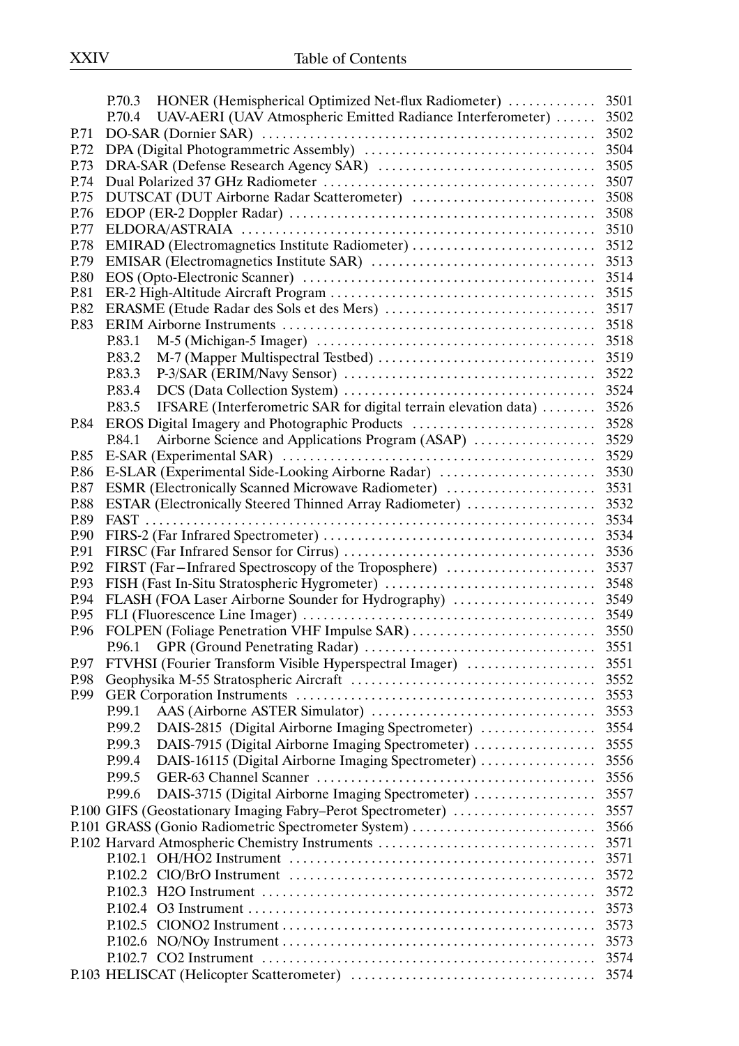P.70.3 HONER (Hemispherical Optimized Net-flux Radiometer) ............. 3501
P.70.4 UAV-AERI (UAV Atmospheric Emitted Radiance Interferometer) ...... 3502
P.71 DO-SAR (Dornier SAR) ................................................ 3502
P.72 DPA (Digital Photogrammetric Assembly) .................................. 3504
P.73 DRA-SAR (Defense Research Agency SAR) ................................. 3505
P.74 Dual Polarized 37 GHz Radiometer ......................................... 3507
P.75 DUTSCAT (DUT Airborne Radar Scatterometer) ........................... 3508
P.76 EDOP (ER-2 Doppler Radar) ............................................... 3508
P.77 ELDORA/ASTRAIA ......................................................... 3510
P.78 EMIRAD (Electromagnetics Institute Radiometer) ........................... 3512
P.79 EMISAR (Electromagnetics Institute SAR) ................................. 3513
P.80 EOS (Opto-Electronic Scanner) ............................................ 3514
P.81 ER-2 High-Altitude Aircraft Program ....................................... 3515
P.82 ERASME (Etude Radar des Sols et des Mers) ............................... 3517
P.83 ERIM Airborne Instruments ................................................ 3518
P.83.1 M-5 (Michigan-5 Imager) ......................................... 3518
P.83.2 M-7 (Mapper Multispectral Testbed) ................................ 3519
P.83.3 P-3/SAR (ERIM/Navy Sensor) ..................................... 3522
P.83.4 DCS (Data Collection System) ..................................... 3524
P.83.5 IFSARE (Interferometric SAR for digital terrain elevation data) ........ 3526
P.84 EROS Digital Imagery and Photographic Products ........................... 3528
P.84.1 Airborne Science and Applications Program (ASAP) .................. 3529
P.85 E-SAR (Experimental SAR) ............................................... 3529
P.86 E-SLAR (Experimental Side-Looking Airborne Radar) ....................... 3530
P.87 ESMR (Electronically Scanned Microwave Radiometer) ...................... 3531
P.88 ESTAR (Electronically Steered Thinned Array Radiometer) ................... 3532
P.89 FAST .................................................................... 3534
P.90 FIRS-2 (Far Infrared Spectrometer) ........................................ 3534
P.91 FIRSC (Far Infrared Sensor for Cirrus) ..................................... 3536
P.92 FIRST (Far–Infrared Spectroscopy of the Troposphere) ...................... 3537
P.93 FISH (Fast In-Situ Stratospheric Hygrometer) ............................... 3548
P.94 FLASH (FOA Laser Airborne Sounder for Hydrography) ..................... 3549
P.95 FLI (Fluorescence Line Imager) ........................................... 3549
P.96 FOLPEN (Foliage Penetration VHF Impulse SAR) ........................... 3550
P.96.1 GPR (Ground Penetrating Radar) .................................. 3551
P.97 FTVHSI (Fourier Transform Visible Hyperspectral Imager) ................... 3551
P.98 Geophysika M-55 Stratospheric Aircraft .................................... 3552
P.99 GER Corporation Instruments ............................................ 3553
P.99.1 AAS (Airborne ASTER Simulator) ................................. 3553
P.99.2 DAIS-2815 (Digital Airborne Imaging Spectrometer) ................. 3554
P.99.3 DAIS-7915 (Digital Airborne Imaging Spectrometer) .................. 3555
P.99.4 DAIS-16115 (Digital Airborne Imaging Spectrometer) ................. 3556
P.99.5 GER-63 Channel Scanner ......................................... 3556
P.99.6 DAIS-3715 (Digital Airborne Imaging Spectrometer) .................. 3557
P.100 GIFS (Geostationary Imaging Fabry–Perot Spectrometer) ..................... 3557
P.101 GRASS (Gonio Radiometric Spectrometer System) ........................... 3566
P.102 Harvard Atmospheric Chemistry Instruments ................................ 3571
P.102.1 OH/HO2 Instrument ............................................. 3571
P.102.2 ClO/BrO Instrument ............................................. 3572
P.102.3 H2O Instrument ................................................. 3572
P.102.4 O3 Instrument ................................................... 3573
P.102.5 ClONO2 Instrument .............................................. 3573
P.102.6 NO/NOy Instrument .............................................. 3573
P.102.7 CO2 Instrument ................................................. 3574
P.103 HELISCAT (Helicopter Scatterometer) .................................... 3574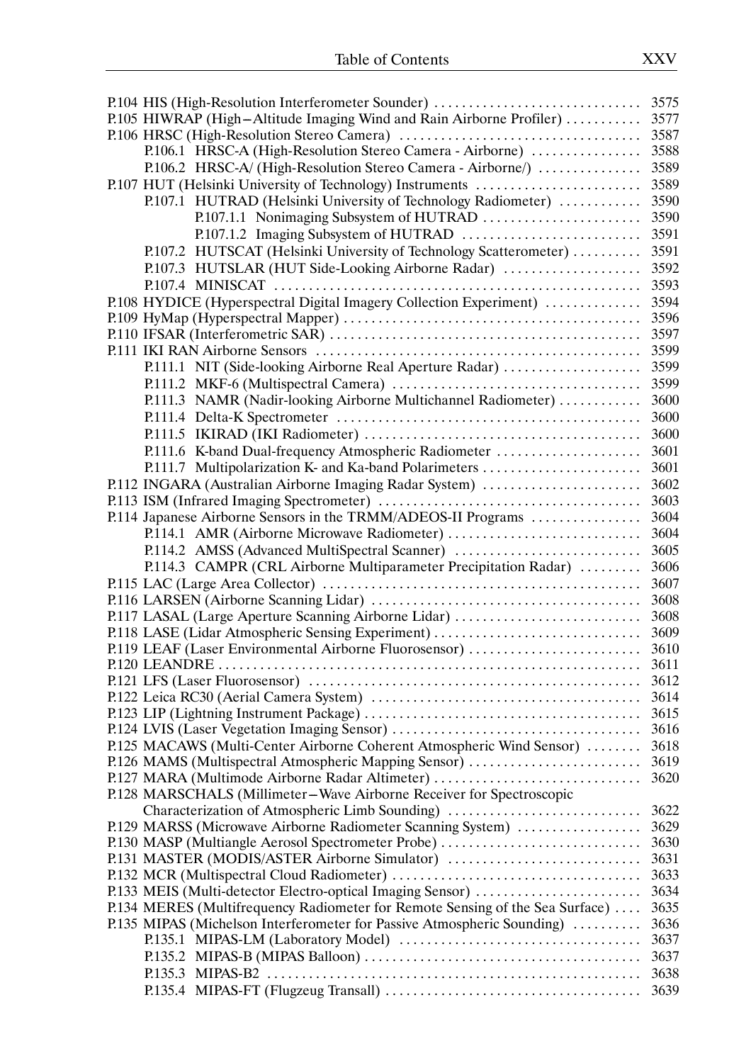P.104 HIS (High-Resolution Interferometer Sounder) .............................. 3575
P.105 HIWRAP (High–Altitude Imaging Wind and Rain Airborne Profiler) ........... 3577
P.106 HRSC (High-Resolution Stereo Camera) ................................... 3587
  P.106.1 HRSC-A (High-Resolution Stereo Camera - Airborne) ................ 3588
  P.106.2 HRSC-A/ (High-Resolution Stereo Camera - Airborne/) ............... 3589
P.107 HUT (Helsinki University of Technology) Instruments ........................ 3589
  P.107.1 HUTRAD (Helsinki University of Technology Radiometer) ............ 3590
    P.107.1.1 Nonimaging Subsystem of HUTRAD ....................... 3590
    P.107.1.2 Imaging Subsystem of HUTRAD .......................... 3591
  P.107.2 HUTSCAT (Helsinki University of Technology Scatterometer) .......... 3591
  P.107.3 HUTSLAR (HUT Side-Looking Airborne Radar) .................... 3592
  P.107.4 MINISCAT ..................................................... 3593
P.108 HYDICE (Hyperspectral Digital Imagery Collection Experiment) ............. 3594
P.109 HyMap (Hyperspectral Mapper) .......................................... 3596
P.110 IFSAR (Interferometric SAR) ............................................ 3597
P.111 IKI RAN Airborne Sensors ............................................... 3599
  P.111.1 NIT (Side-looking Airborne Real Aperture Radar) .................... 3599
  P.111.2 MKF-6 (Multispectral Camera) .................................... 3599
  P.111.3 NAMR (Nadir-looking Airborne Multichannel Radiometer) ............ 3600
  P.111.4 Delta-K Spectrometer ........................................... 3600
  P.111.5 IKIRAD (IKI Radiometer) ........................................ 3600
  P.111.6 K-band Dual-frequency Atmospheric Radiometer ..................... 3601
  P.111.7 Multipolarization K- and Ka-band Polarimeters ....................... 3601
P.112 INGARA (Australian Airborne Imaging Radar System) ....................... 3602
P.113 ISM (Infrared Imaging Spectrometer) ...................................... 3603
P.114 Japanese Airborne Sensors in the TRMM/ADEOS-II Programs ............... 3604
  P.114.1 AMR (Airborne Microwave Radiometer) ............................ 3604
  P.114.2 AMSS (Advanced MultiSpectral Scanner) ........................... 3605
  P.114.3 CAMPR (CRL Airborne Multiparameter Precipitation Radar) ......... 3606
P.115 LAC (Large Area Collector) .............................................. 3607
P.116 LARSEN (Airborne Scanning Lidar) ....................................... 3608
P.117 LASAL (Large Aperture Scanning Airborne Lidar) ........................... 3608
P.118 LASE (Lidar Atmospheric Sensing Experiment) .............................. 3609
P.119 LEAF (Laser Environmental Airborne Fluorosensor) ......................... 3610
P.120 LEANDRE ............................................................. 3611
P.121 LFS (Laser Fluorosensor) ................................................ 3612
P.122 Leica RC30 (Aerial Camera System) ....................................... 3614
P.123 LIP (Lightning Instrument Package) ........................................ 3615
P.124 LVIS (Laser Vegetation Imaging Sensor) .................................... 3616
P.125 MACAWS (Multi-Center Airborne Coherent Atmospheric Wind Sensor) ........ 3618
P.126 MAMS (Multispectral Atmospheric Mapping Sensor) ......................... 3619
P.127 MARA (Multimode Airborne Radar Altimeter) .............................. 3620
P.128 MARSCHALS (Millimeter–Wave Airborne Receiver for Spectroscopic Characterization of Atmospheric Limb Sounding) ............................ 3622
P.129 MARSS (Microwave Airborne Radiometer Scanning System) .................. 3629
P.130 MASP (Multiangle Aerosol Spectrometer Probe) ............................. 3630
P.131 MASTER (MODIS/ASTER Airborne Simulator) ............................ 3631
P.132 MCR (Multispectral Cloud Radiometer) .................................... 3633
P.133 MEIS (Multi-detector Electro-optical Imaging Sensor) ........................ 3634
P.134 MERES (Multifrequency Radiometer for Remote Sensing of the Sea Surface) .... 3635
P.135 MIPAS (Michelson Interferometer for Passive Atmospheric Sounding) .......... 3636
  P.135.1 MIPAS-LM (Laboratory Model) ................................... 3637
  P.135.2 MIPAS-B (MIPAS Balloon) ........................................ 3637
  P.135.3 MIPAS-B2 ...................................................... 3638
  P.135.4 MIPAS-FT (Flugzeug Transall) ..................................... 3639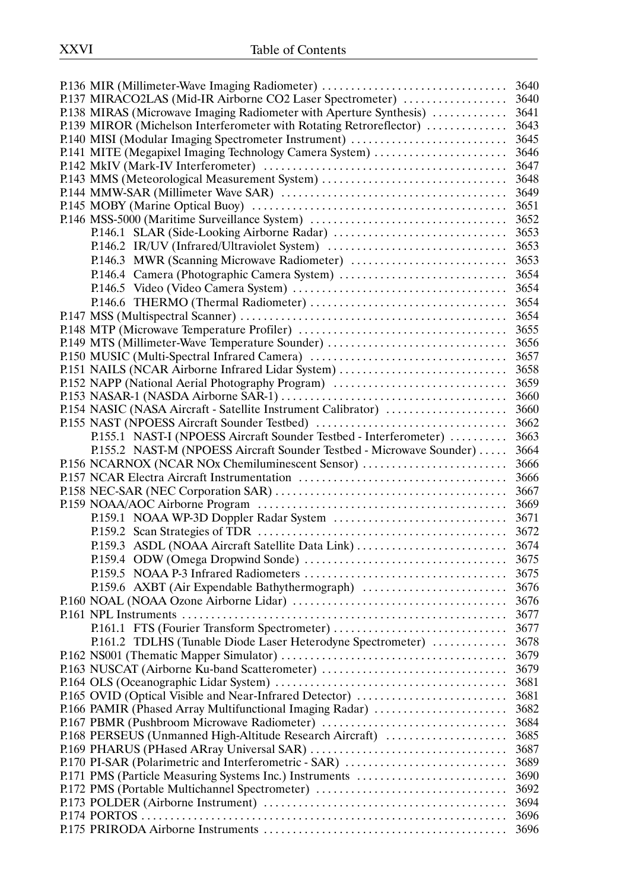P.136 MIR (Millimeter-Wave Imaging Radiometter) ..... 3640
P.137 MIRACO2LAS (Mid-IR Airborne CO2 Laser Spectrometer) ..... 3640
P.138 MIRAS (Microwave Imaging Radiometer with Aperture Synthesis) ..... 3641
P.139 MIROR (Michelson Interferometer with Rotating Retroreflector) ..... 3643
P.140 MISI (Modular Imaging Spectrometer Instrument) ..... 3645
P.141 MITE (Megapixel Imaging Technology Camera System) ..... 3646
P.142 MkIV (Mark-IV Interferometer) ..... 3647
P.143 MMS (Meteorological Measurement System) ..... 3648
P.144 MMW-SAR (Millimeter Wave SAR) ..... 3649
P.145 MOBY (Marine Optical Buoy) ..... 3651
P.146 MSS-5000 (Maritime Surveillance System) ..... 3652
- P.146.1 SLAR (Side-Looking Airborne Radar) ..... 3653
- P.146.2 IR/UV (Infrared/Ultraviolet System) ..... 3653
- P.146.3 MWR (Scanning Microwave Radiometer) ..... 3653
- P.146.4 Camera (Photographic Camera System) ..... 3654
- P.146.5 Video (Video Camera System) ..... 3654
- P.146.6 THERMO (Thermal Radiometer) ..... 3654

P.147 MSS (Multispectral Scanner) ..... 3654
P.148 MTP (Microwave Temperature Profiler) ..... 3655
P.149 MTS (Millimeter-Wave Temperature Sounder) ..... 3656
P.150 MUSIC (Multi-Spectral Infrared Camera) ..... 3657
P.151 NAILS (NCAR Airborne Infrared Lidar System) ..... 3658
P.152 NAPP (National Aerial Photography Program) ..... 3659
P.153 NASAR-1 (NASDA Airborne SAR-1) ..... 3660
P.154 NASIC (NASA Aircraft - Satellite Instrument Calibrator) ..... 3660
P.155 NAST (NPOESS Aircraft Sounder Testbed) ..... 3662
- P.155.1 NAST-I (NPOESS Aircraft Sounder Testbed - Interferometer) ..... 3663
- P.155.2 NAST-M (NPOESS Aircraft Sounder Testbed - Microwave Sounder) ..... 3664

P.156 NCARNOX (NCAR NOx Chemiluminescent Sensor) ..... 3666
P.157 NCAR Electra Aircraft Instrumentation ..... 3666
P.158 NEC-SAR (NEC Corporation SAR) ..... 3667
P.159 NOAA/AOC Airborne Program ..... 3669
- P.159.1 NOAA WP-3D Doppler Radar System ..... 3671
- P.159.2 Scan Strategies of TDR ..... 3672
- P.159.3 ASDL (NOAA Aircraft Satellite Data Link) ..... 3674
- P.159.4 ODW (Omega Dropwind Sonde) ..... 3675
- P.159.5 NOAA P-3 Infrared Radiometers ..... 3675
- P.159.6 AXBT (Air Expendable Bathythermograph) ..... 3676

P.160 NOAL (NOAA Ozone Airborne Lidar) ..... 3676
P.161 NPL Instruments ..... 3677
- P.161.1 FTS (Fourier Transform Spectrometer) ..... 3677
- P.161.2 TDLHS (Tunable Diode Laser Heterodyne Spectrometer) ..... 3678

P.162 NS001 (Thematic Mapper Simulator) ..... 3679
P.163 NUSCAT (Airborne Ku-band Scatterometer) ..... 3679
P.164 OLS (Oceanographic Lidar System) ..... 3681
P.165 OVID (Optical Visible and Near-Infrared Detector) ..... 3681
P.166 PAMIR (Phased Array Multifunctional Imaging Radar) ..... 3682
P.167 PBMR (Pushbroom Microwave Radiometer) ..... 3684
P.168 PERSEUS (Unmanned High-Altitude Research Aircraft) ..... 3685
P.169 PHARUS (PHased ARray Universal SAR) ..... 3687
P.170 PI-SAR (Polarimetric and Interferometric - SAR) ..... 3689
P.171 PMS (Particle Measuring Systems Inc.) Instruments ..... 3690
P.172 PMS (Portable Multichannel Spectrometer) ..... 3692
P.173 POLDER (Airborne Instrument) ..... 3694
P.174 PORTOS ..... 3696
P.175 PRIRODA Airborne Instruments ..... 3696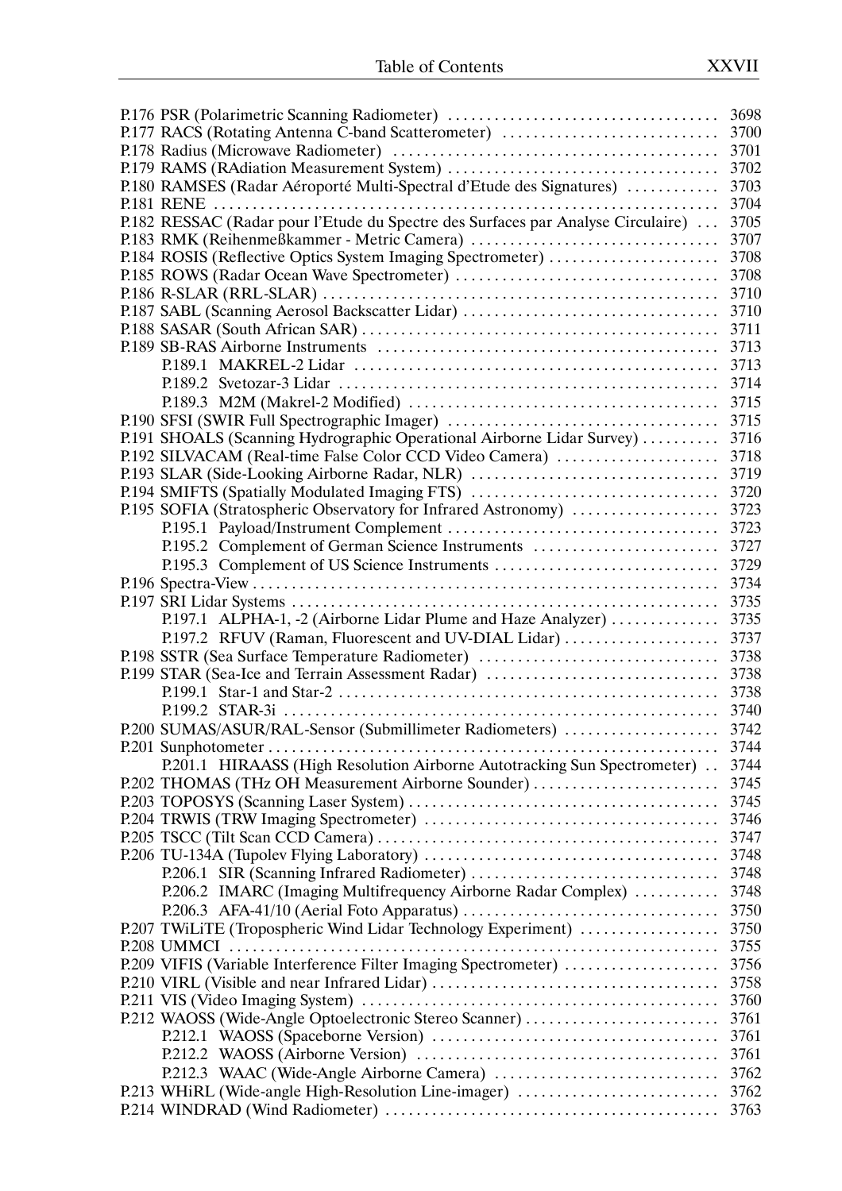P.176 PSR (Polarimetric Scanning Radiometter) ..... 3698
P.177 RACS (Rotating Antenna C-band Scatterometer) ..... 3700
P.178 Radius (Microwave Radiometer) ..... 3701
P.179 RAMS (RAdiation Measurement System) ..... 3702
P.180 RAMSES (Radar Aéroporté Multi-Spectral d'Etude des Signatures) ..... 3703
P.181 RENE ..... 3704
P.182 RESSAC (Radar pour l'Etude du Spectre des Surfaces par Analyse Circulaire) ..... 3705
P.183 RMK (Reihenmeßkammer - Metric Camera) ..... 3707
P.184 ROSIS (Reflective Optics System Imaging Spectrometer) ..... 3708
P.185 ROWS (Radar Ocean Wave Spectrometer) ..... 3708
P.186 R-SLAR (RRL-SLAR) ..... 3710
P.187 SABL (Scanning Aerosol Backscatter Lidar) ..... 3710
P.188 SASAR (South African SAR) ..... 3711
P.189 SB-RAS Airborne Instruments ..... 3713
  P.189.1 MAKREL-2 Lidar ..... 3713
  P.189.2 Svetozar-3 Lidar ..... 3714
  P.189.3 M2M (Makrel-2 Modified) ..... 3715
P.190 SFSI (SWIR Full Spectrographic Imager) ..... 3715
P.191 SHOALS (Scanning Hydrographic Operational Airborne Lidar Survey) ..... 3716
P.192 SILVACAM (Real-time False Color CCD Video Camera) ..... 3718
P.193 SLAR (Side-Looking Airborne Radar, NLR) ..... 3719
P.194 SMIFTS (Spatially Modulated Imaging FTS) ..... 3720
P.195 SOFIA (Stratospheric Observatory for Infrared Astronomy) ..... 3723
  P.195.1 Payload/Instrument Complement ..... 3723
  P.195.2 Complement of German Science Instruments ..... 3727
  P.195.3 Complement of US Science Instruments ..... 3729
P.196 Spectra-View ..... 3734
P.197 SRI Lidar Systems ..... 3735
  P.197.1 ALPHA-1, -2 (Airborne Lidar Plume and Haze Analyzer) ..... 3735
  P.197.2 RFUV (Raman, Fluorescent and UV-DIAL Lidar) ..... 3737
P.198 SSTR (Sea Surface Temperature Radiometer) ..... 3738
P.199 STAR (Sea-Ice and Terrain Assessment Radar) ..... 3738
  P.199.1 Star-1 and Star-2 ..... 3738
  P.199.2 STAR-3i ..... 3740
P.200 SUMAS/ASUR/RAL-Sensor (Submillimeter Radiometers) ..... 3742
P.201 Sunphotometer ..... 3744
  P.201.1 HIRAASS (High Resolution Airborne Autotracking Sun Spectrometer) ..... 3744
P.202 THOMAS (THz OH Measurement Airborne Sounder) ..... 3745
P.203 TOPOSYS (Scanning Laser System) ..... 3745
P.204 TRWIS (TRW Imaging Spectrometer) ..... 3746
P.205 TSCC (Tilt Scan CCD Camera) ..... 3747
P.206 TU-134A (Tupolev Flying Laboratory) ..... 3748
  P.206.1 SIR (Scanning Infrared Radiometer) ..... 3748
  P.206.2 IMARC (Imaging Multifrequency Airborne Radar Complex) ..... 3748
  P.206.3 AFA-41/10 (Aerial Foto Apparatus) ..... 3750
P.207 TWiLiTE (Tropospheric Wind Lidar Technology Experiment) ..... 3750
P.208 UMMCI ..... 3755
P.209 VIFIS (Variable Interference Filter Imaging Spectrometer) ..... 3756
P.210 VIRL (Visible and near Infrared Lidar) ..... 3758
P.211 VIS (Video Imaging System) ..... 3760
P.212 WAOSS (Wide-Angle Optoelectronic Stereo Scanner) ..... 3761
  P.212.1 WAOSS (Spaceborne Version) ..... 3761
  P.212.2 WAOSS (Airborne Version) ..... 3761
  P.212.3 WAAC (Wide-Angle Airborne Camera) ..... 3762
P.213 WHiRL (Wide-angle High-Resolution Line-imager) ..... 3762
P.214 WINDRAD (Wind Radiometer) ..... 3763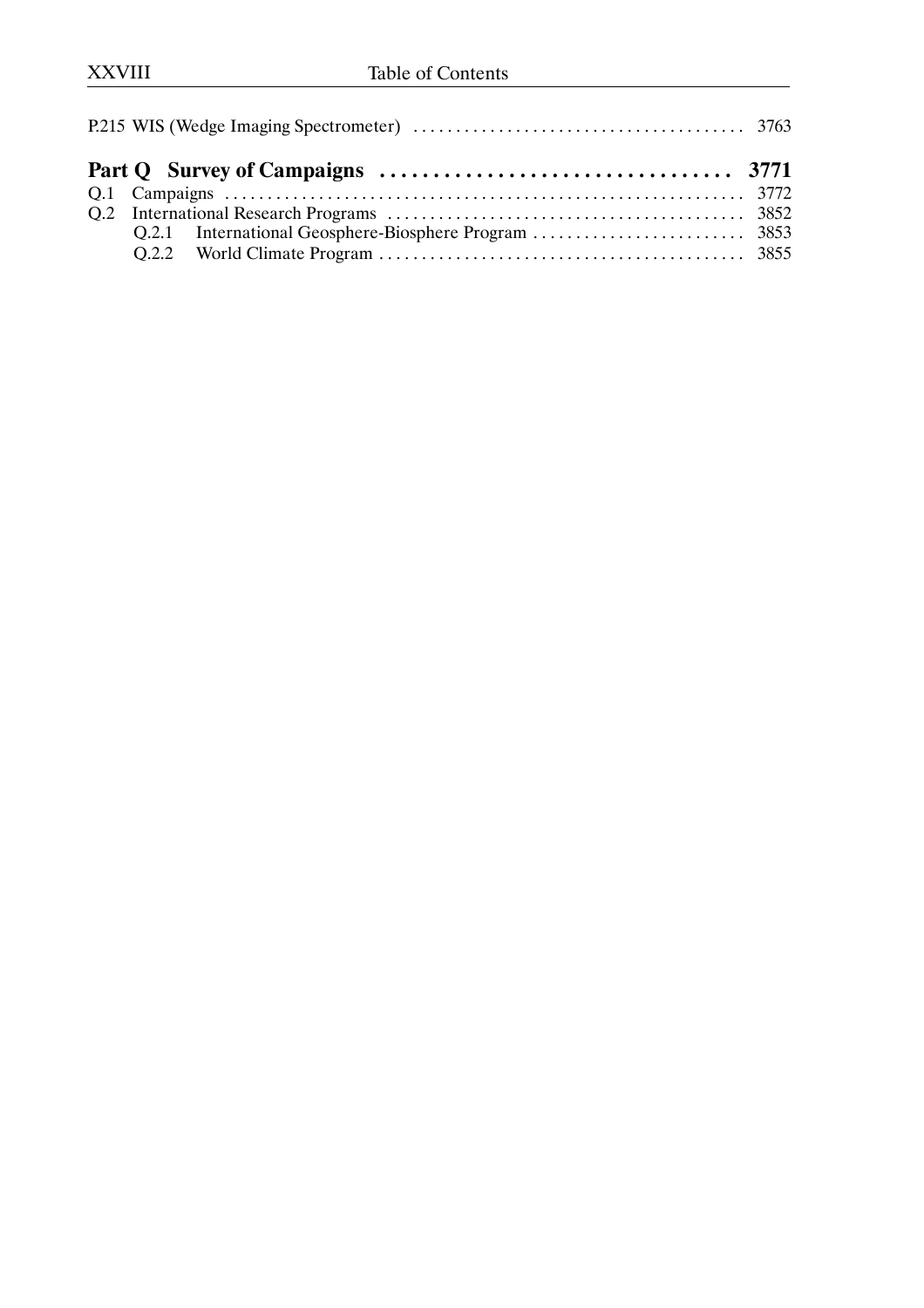P.215 WIS (Wedge Imaging Spectrometer) . . . . . . . . . . . . . . . . . . . . . . . . . . . . . . . . . . . . . . . 3763

## Part Q Survey of Campaigns . . . . . . . . . . . . . . . . . . . . . . . . . . . . . . . . . 3771

Q.1 Campaigns . . . . . . . . . . . . . . . . . . . . . . . . . . . . . . . . . . . . . . . . . . . . . . . . . . . . . . . . . . . . . 3772

Q.2 International Research Programs . . . . . . . . . . . . . . . . . . . . . . . . . . . . . . . . . . . . . . . . . . 3852

Q.2.1 International Geosphere-Biosphere Program . . . . . . . . . . . . . . . . . . . . . . . . . 3853

Q.2.2 World Climate Program . . . . . . . . . . . . . . . . . . . . . . . . . . . . . . . . . . . . . . . . . . . 3855